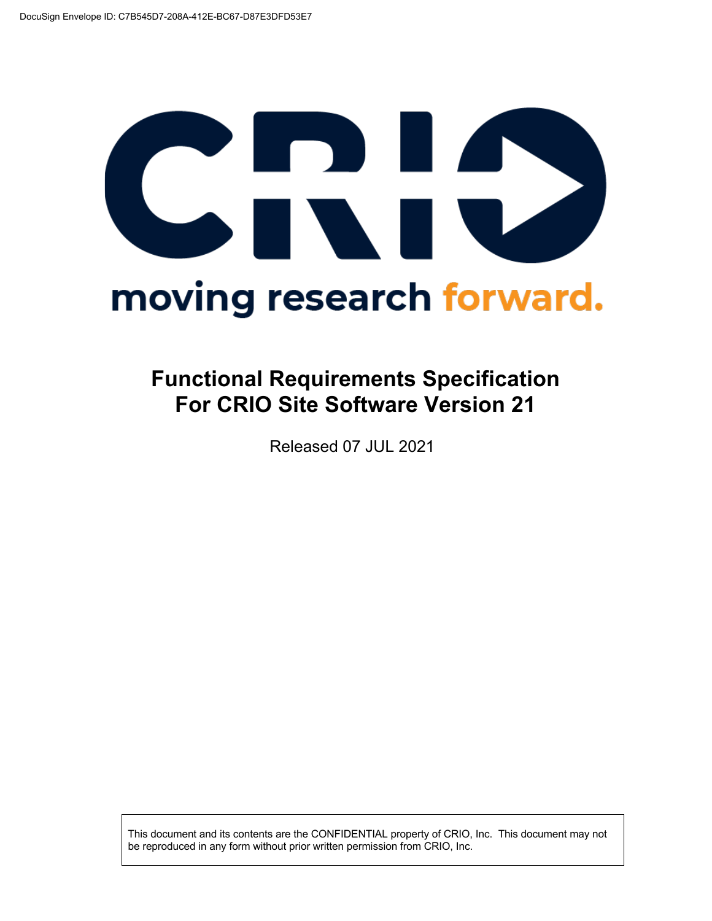DocuSign Envelope ID: C7B545D7-208A-412E-BC67-D87E3DFD53E7

moving research forward.

# Functional Requirements Specification For CRIO Site Software Version 21

Released 07 JUL 2021

This document and its contents are the CONFIDENTIAL property of CRIO, Inc. This document may not be reproduced in any form without prior written permission from CRIO, Inc.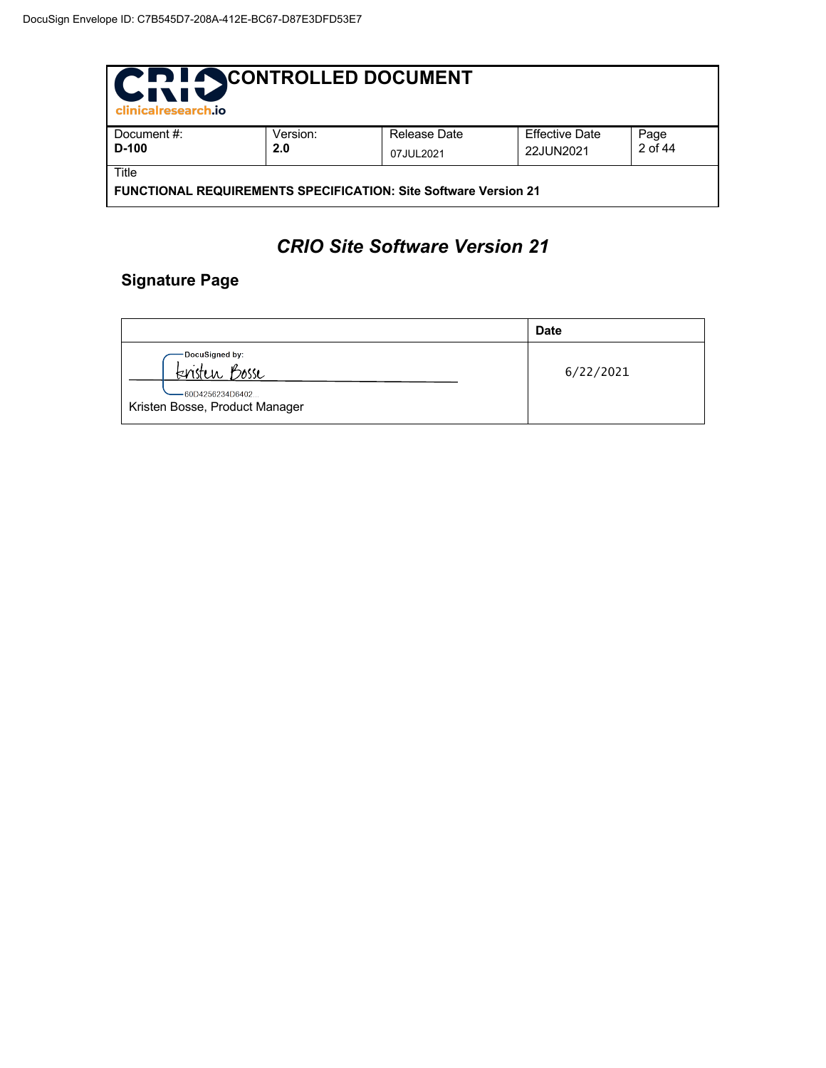# CRIO Site Software Version 21

## Signature Page

| | Date |
|---|---|
| DocuSigned by: Kristen Bosse 60D4256234D6402... Kristen Bosse, Product Manager | 6/22/2021 |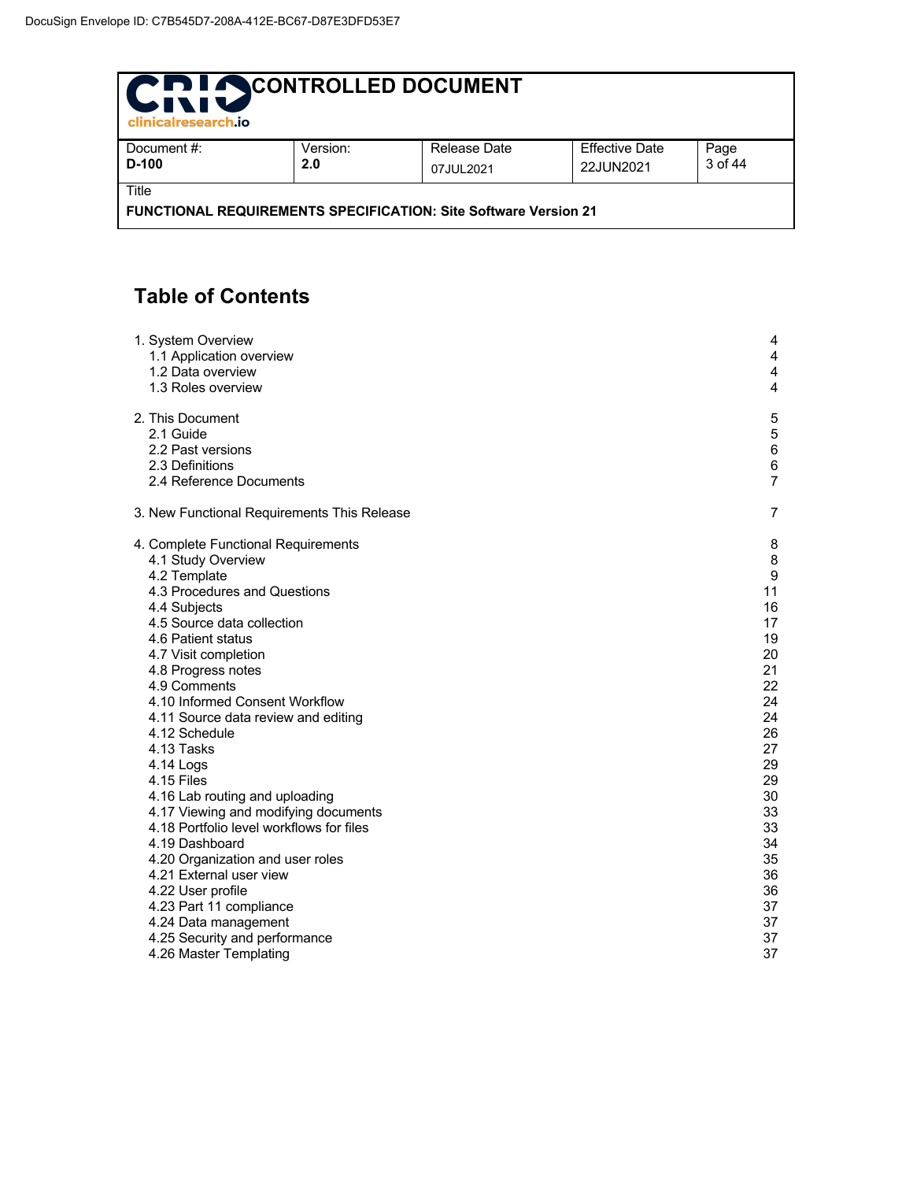# Table of Contents

| | |
|---|---|
| 1. System Overview | 4 |
| 1.1 Application overview | 4 |
| 1.2 Data overview | 4 |
| 1.3 Roles overview | 4 |
| 2. This Document | 5 |
| 2.1 Guide | 5 |
| 2.2 Past versions | 6 |
| 2.3 Definitions | 6 |
| 2.4 Reference Documents | 7 |
| 3. New Functional Requirements This Release | 7 |
| 4. Complete Functional Requirements | 8 |
| 4.1 Study Overview | 8 |
| 4.2 Template | 9 |
| 4.3 Procedures and Questions | 11 |
| 4.4 Subjects | 16 |
| 4.5 Source data collection | 17 |
| 4.6 Patient status | 19 |
| 4.7 Visit completion | 20 |
| 4.8 Progress notes | 21 |
| 4.9 Comments | 22 |
| 4.10 Informed Consent Workflow | 24 |
| 4.11 Source data review and editing | 24 |
| 4.12 Schedule | 26 |
| 4.13 Tasks | 27 |
| 4.14 Logs | 29 |
| 4.15 Files | 29 |
| 4.16 Lab routing and uploading | 30 |
| 4.17 Viewing and modifying documents | 33 |
| 4.18 Portfolio level workflows for files | 33 |
| 4.19 Dashboard | 34 |
| 4.20 Organization and user roles | 35 |
| 4.21 External user view | 36 |
| 4.22 User profile | 36 |
| 4.23 Part 11 compliance | 37 |
| 4.24 Data management | 37 |
| 4.25 Security and performance | 37 |
| 4.26 Master Templating | 37 |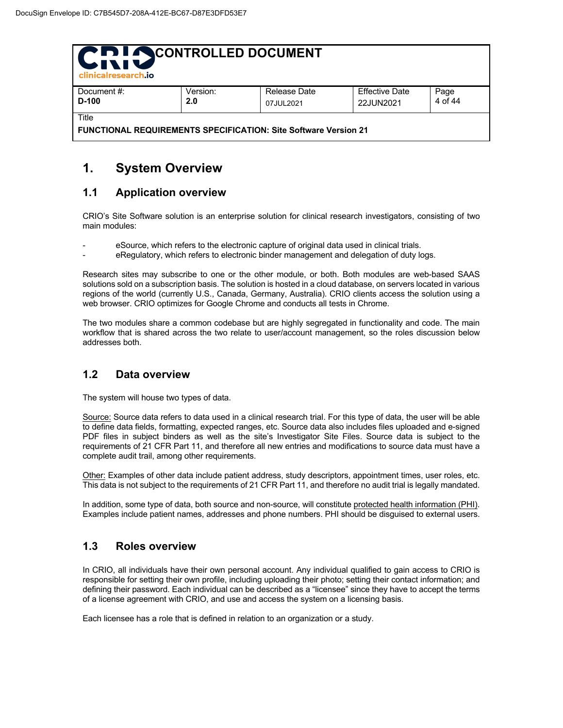# 1. System Overview

## 1.1 Application overview

CRIO's Site Software solution is an enterprise solution for clinical research investigators, consisting of two main modules:

- eSource, which refers to the electronic capture of original data used in clinical trials.
- eRegulatory, which refers to electronic binder management and delegation of duty logs.

Research sites may subscribe to one or the other module, or both. Both modules are web-based SAAS solutions sold on a subscription basis. The solution is hosted in a cloud database, on servers located in various regions of the world (currently U.S., Canada, Germany, Australia). CRIO clients access the solution using a web browser. CRIO optimizes for Google Chrome and conducts all tests in Chrome.

The two modules share a common codebase but are highly segregated in functionality and code. The main workflow that is shared across the two relate to user/account management, so the roles discussion below addresses both.

## 1.2 Data overview

The system will house two types of data.

Source: Source data refers to data used in a clinical research trial. For this type of data, the user will be able to define data fields, formatting, expected ranges, etc. Source data also includes files uploaded and e-signed PDF files in subject binders as well as the site's Investigator Site Files. Source data is subject to the requirements of 21 CFR Part 11, and therefore all new entries and modifications to source data must have a complete audit trail, among other requirements.

Other: Examples of other data include patient address, study descriptors, appointment times, user roles, etc. This data is not subject to the requirements of 21 CFR Part 11, and therefore no audit trial is legally mandated.

In addition, some type of data, both source and non-source, will constitute protected health information (PHI). Examples include patient names, addresses and phone numbers. PHI should be disguised to external users.

## 1.3 Roles overview

In CRIO, all individuals have their own personal account. Any individual qualified to gain access to CRIO is responsible for setting their own profile, including uploading their photo; setting their contact information; and defining their password. Each individual can be described as a "licensee" since they have to accept the terms of a license agreement with CRIO, and use and access the system on a licensing basis.

Each licensee has a role that is defined in relation to an organization or a study.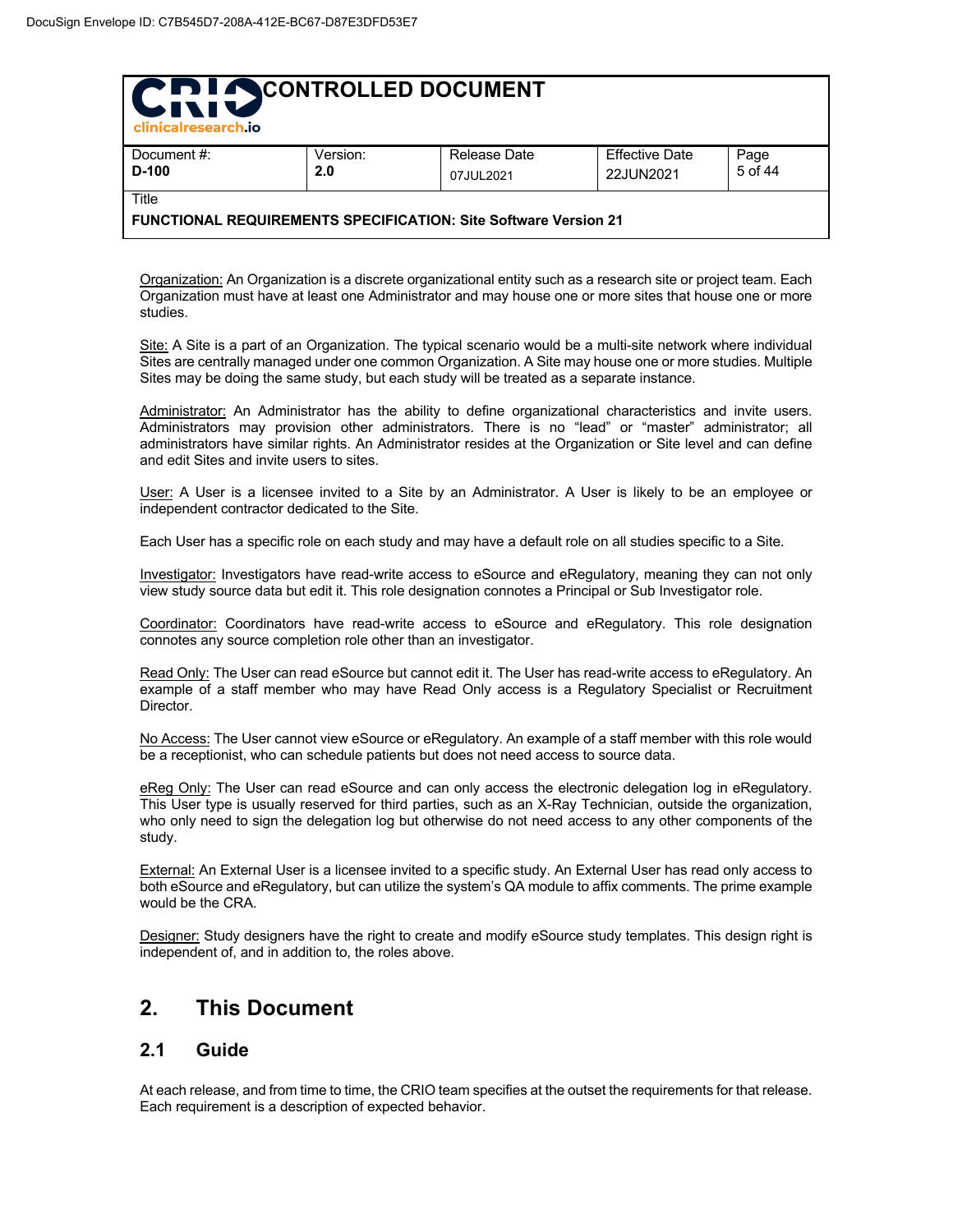Organization: An Organization is a discrete organizational entity such as a research site or project team. Each Organization must have at least one Administrator and may house one or more sites that house one or more studies.

Site: A Site is a part of an Organization. The typical scenario would be a multi-site network where individual Sites are centrally managed under one common Organization. A Site may house one or more studies. Multiple Sites may be doing the same study, but each study will be treated as a separate instance.

Administrator: An Administrator has the ability to define organizational characteristics and invite users. Administrators may provision other administrators. There is no “lead” or “master” administrator; all administrators have similar rights. An Administrator resides at the Organization or Site level and can define and edit Sites and invite users to sites.

User: A User is a licensee invited to a Site by an Administrator. A User is likely to be an employee or independent contractor dedicated to the Site.

Each User has a specific role on each study and may have a default role on all studies specific to a Site.

Investigator: Investigators have read-write access to eSource and eRegulatory, meaning they can not only view study source data but edit it. This role designation connotes a Principal or Sub Investigator role.

Coordinator: Coordinators have read-write access to eSource and eRegulatory. This role designation connotes any source completion role other than an investigator.

Read Only: The User can read eSource but cannot edit it. The User has read-write access to eRegulatory. An example of a staff member who may have Read Only access is a Regulatory Specialist or Recruitment Director.

No Access: The User cannot view eSource or eRegulatory. An example of a staff member with this role would be a receptionist, who can schedule patients but does not need access to source data.

eReg Only: The User can read eSource and can only access the electronic delegation log in eRegulatory. This User type is usually reserved for third parties, such as an X-Ray Technician, outside the organization, who only need to sign the delegation log but otherwise do not need access to any other components of the study.

External: An External User is a licensee invited to a specific study. An External User has read only access to both eSource and eRegulatory, but can utilize the system’s QA module to affix comments. The prime example would be the CRA.

Designer: Study designers have the right to create and modify eSource study templates. This design right is independent of, and in addition to, the roles above.

# 2. This Document

## 2.1 Guide

At each release, and from time to time, the CRIO team specifies at the outset the requirements for that release. Each requirement is a description of expected behavior.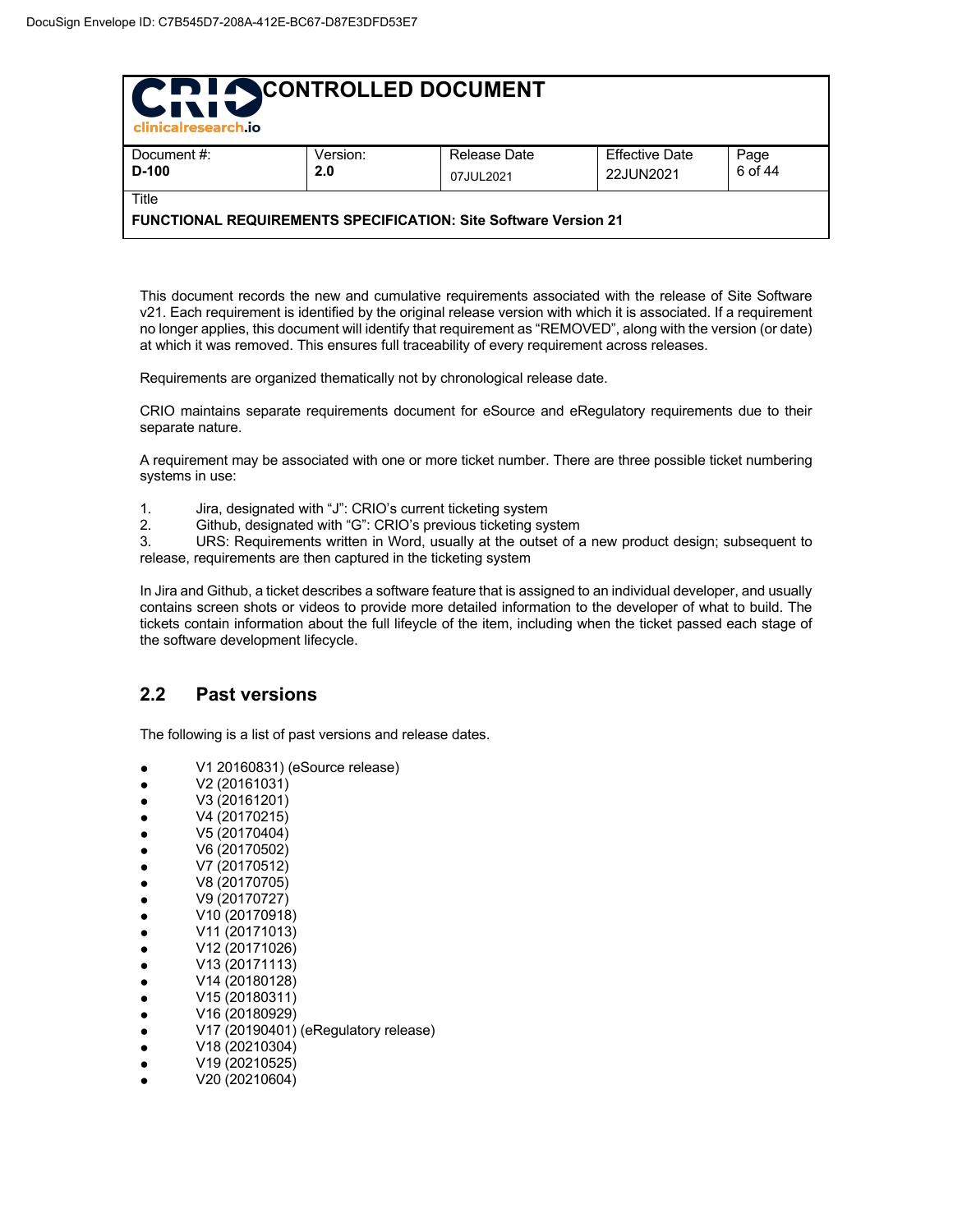This document records the new and cumulative requirements associated with the release of Site Software v21. Each requirement is identified by the original release version with which it is associated. If a requirement no longer applies, this document will identify that requirement as "REMOVED", along with the version (or date) at which it was removed. This ensures full traceability of every requirement across releases.

Requirements are organized thematically not by chronological release date.

CRIO maintains separate requirements document for eSource and eRegulatory requirements due to their separate nature.

A requirement may be associated with one or more ticket number. There are three possible ticket numbering systems in use:

1. Jira, designated with "J": CRIO's current ticketing system
2. Github, designated with "G": CRIO's previous ticketing system
3. URS: Requirements written in Word, usually at the outset of a new product design; subsequent to release, requirements are then captured in the ticketing system

In Jira and Github, a ticket describes a software feature that is assigned to an individual developer, and usually contains screen shots or videos to provide more detailed information to the developer of what to build. The tickets contain information about the full lifeycle of the item, including when the ticket passed each stage of the software development lifecycle.

## 2.2 Past versions

The following is a list of past versions and release dates.

- V1 20160831) (eSource release)
- V2 (20161031)
- V3 (20161201)
- V4 (20170215)
- V5 (20170404)
- V6 (20170502)
- V7 (20170512)
- V8 (20170705)
- V9 (20170727)
- V10 (20170918)
- V11 (20171013)
- V12 (20171026)
- V13 (20171113)
- V14 (20180128)
- V15 (20180311)
- V16 (20180929)
- V17 (20190401) (eRegulatory release)
- V18 (20210304)
- V19 (20210525)
- V20 (20210604)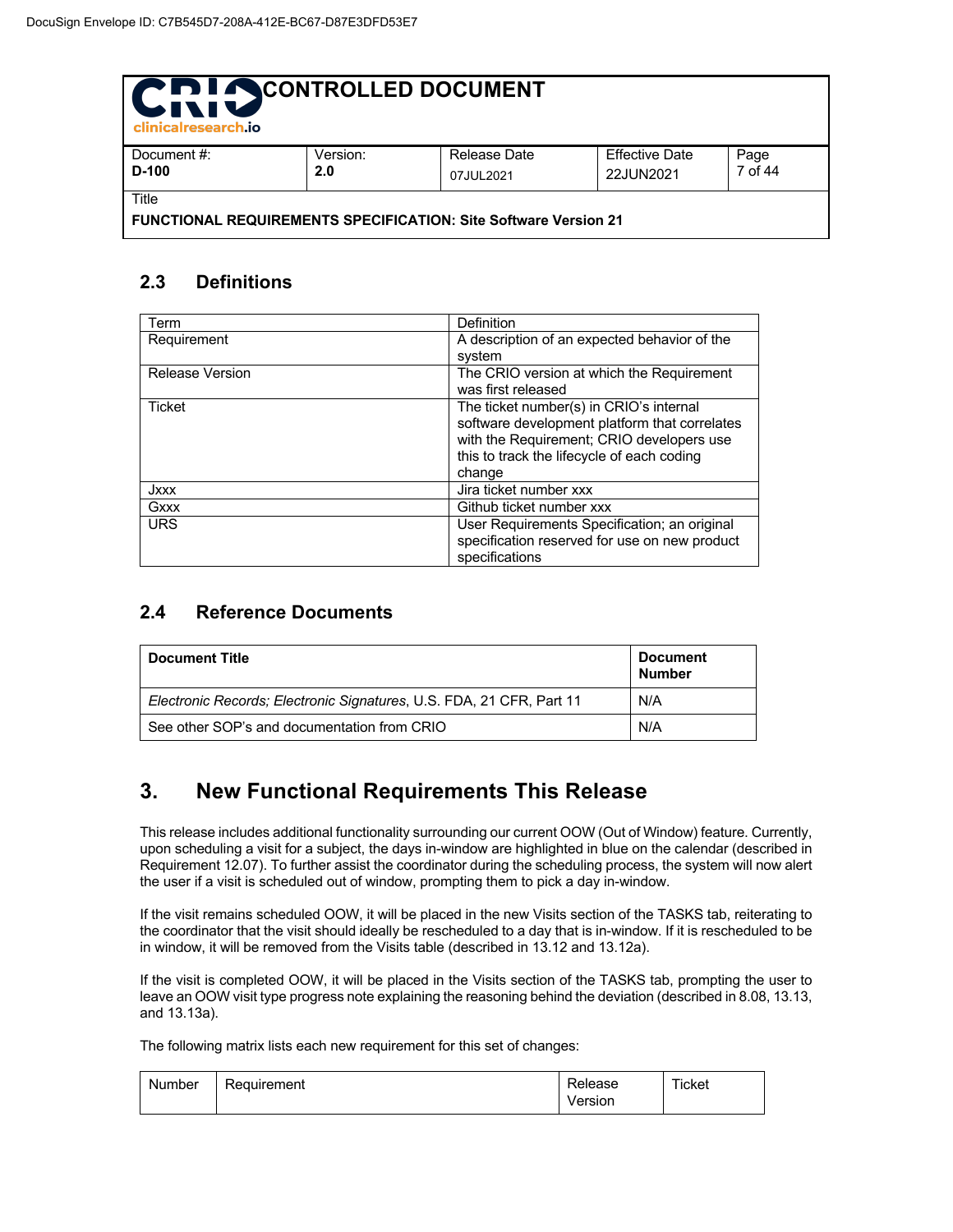### 2.3 Definitions

| Term | Definition |
|---|---|
| Requirement | A description of an expected behavior of the system |
| Release Version | The CRIO version at which the Requirement was first released |
| Ticket | The ticket number(s) in CRIO's internal software development platform that correlates with the Requirement; CRIO developers use this to track the lifecycle of each coding change |
| Jxxx | Jira ticket number xxx |
| Gxxx | Github ticket number xxx |
| URS | User Requirements Specification; an original specification reserved for use on new product specifications |

### 2.4 Reference Documents

| Document Title | Document Number |
|---|---|
| *Electronic Records; Electronic Signatures*, U.S. FDA, 21 CFR, Part 11 | N/A |
| See other SOP's and documentation from CRIO | N/A |

## 3. New Functional Requirements This Release

This release includes additional functionality surrounding our current OOW (Out of Window) feature. Currently, upon scheduling a visit for a subject, the days in-window are highlighted in blue on the calendar (described in Requirement 12.07). To further assist the coordinator during the scheduling process, the system will now alert the user if a visit is scheduled out of window, prompting them to pick a day in-window.

If the visit remains scheduled OOW, it will be placed in the new Visits section of the TASKS tab, reiterating to the coordinator that the visit should ideally be rescheduled to a day that is in-window. If it is rescheduled to be in window, it will be removed from the Visits table (described in 13.12 and 13.12a).

If the visit is completed OOW, it will be placed in the Visits section of the TASKS tab, prompting the user to leave an OOW visit type progress note explaining the reasoning behind the deviation (described in 8.08, 13.13, and 13.13a).

The following matrix lists each new requirement for this set of changes:

| Number | Requirement | Release Version | Ticket |
|---|---|---|---|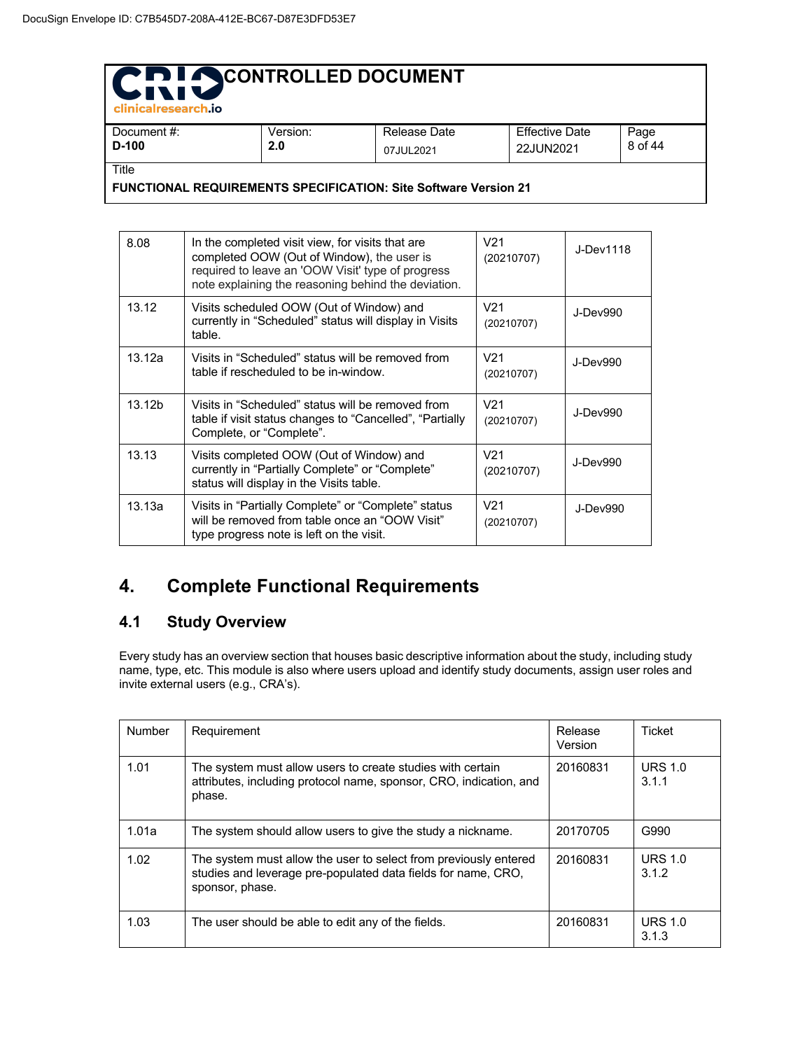| | | | |
|---|---|---|---|
| 8.08 | In the completed visit view, for visits that are completed OOW (Out of Window), the user is required to leave an 'OOW Visit' type of progress note explaining the reasoning behind the deviation. | V21 (20210707) | J-Dev1118 |
| 13.12 | Visits scheduled OOW (Out of Window) and currently in “Scheduled” status will display in Visits table. | V21 (20210707) | J-Dev990 |
| 13.12a | Visits in “Scheduled” status will be removed from table if rescheduled to be in-window. | V21 (20210707) | J-Dev990 |
| 13.12b | Visits in “Scheduled” status will be removed from table if visit status changes to “Cancelled”, “Partially Complete”, or “Complete”. | V21 (20210707) | J-Dev990 |
| 13.13 | Visits completed OOW (Out of Window) and currently in “Partially Complete” or “Complete” status will display in the Visits table. | V21 (20210707) | J-Dev990 |
| 13.13a | Visits in “Partially Complete” or “Complete” status will be removed from table once an “OOW Visit” type progress note is left on the visit. | V21 (20210707) | J-Dev990 |

# 4. Complete Functional Requirements

## 4.1 Study Overview

Every study has an overview section that houses basic descriptive information about the study, including study name, type, etc. This module is also where users upload and identify study documents, assign user roles and invite external users (e.g., CRA’s).

| Number | Requirement | Release Version | Ticket |
|---|---|---|---|
| 1.01 | The system must allow users to create studies with certain attributes, including protocol name, sponsor, CRO, indication, and phase. | 20160831 | URS 1.0 3.1.1 |
| 1.01a | The system should allow users to give the study a nickname. | 20170705 | G990 |
| 1.02 | The system must allow the user to select from previously entered studies and leverage pre-populated data fields for name, CRO, sponsor, phase. | 20160831 | URS 1.0 3.1.2 |
| 1.03 | The user should be able to edit any of the fields. | 20160831 | URS 1.0 3.1.3 |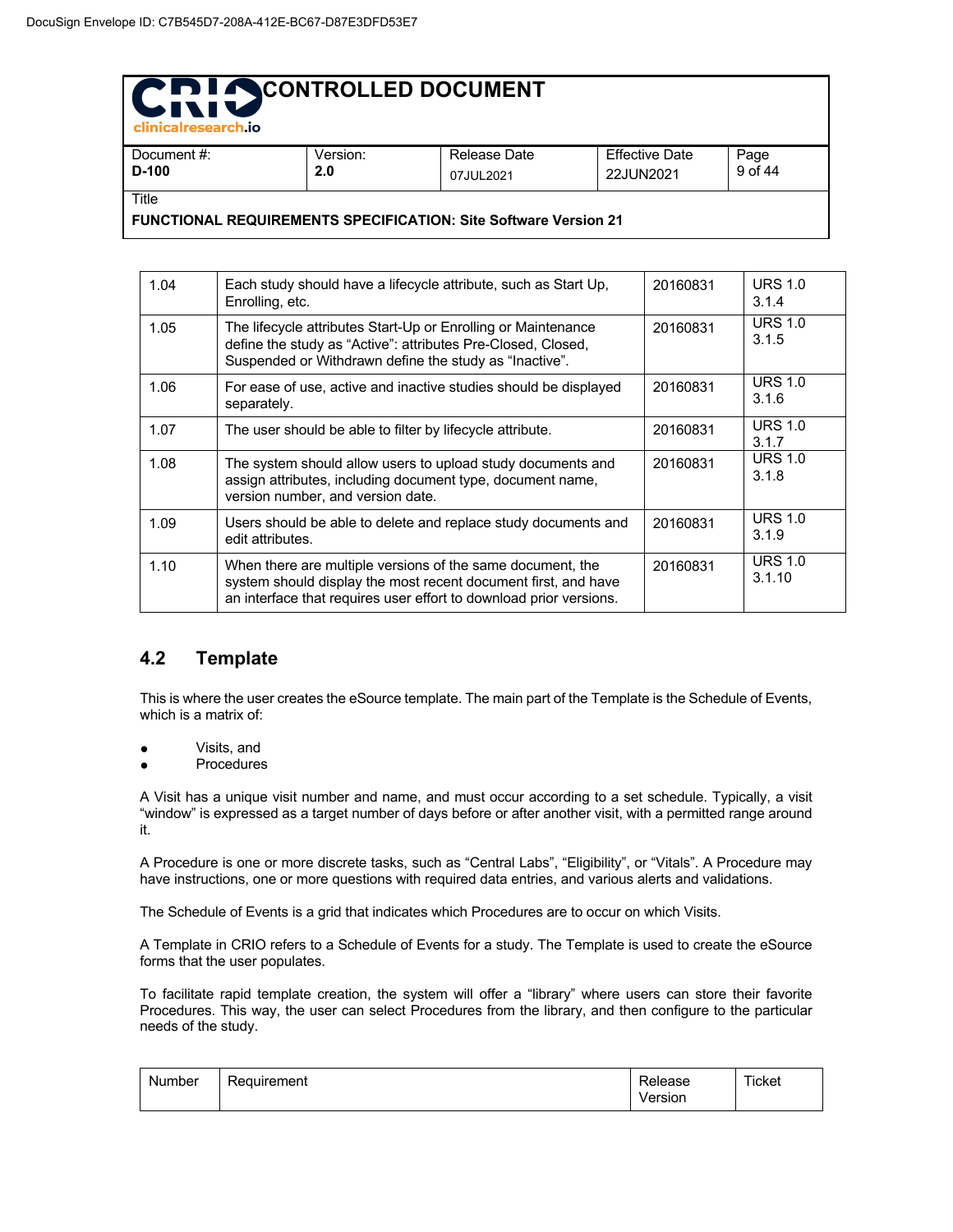| | | | |
|---|---|---|---|
| 1.04 | Each study should have a lifecycle attribute, such as Start Up, Enrolling, etc. | 20160831 | URS 1.0 3.1.4 |
| 1.05 | The lifecycle attributes Start-Up or Enrolling or Maintenance define the study as "Active": attributes Pre-Closed, Closed, Suspended or Withdrawn define the study as "Inactive". | 20160831 | URS 1.0 3.1.5 |
| 1.06 | For ease of use, active and inactive studies should be displayed separately. | 20160831 | URS 1.0 3.1.6 |
| 1.07 | The user should be able to filter by lifecycle attribute. | 20160831 | URS 1.0 3.1.7 |
| 1.08 | The system should allow users to upload study documents and assign attributes, including document type, document name, version number, and version date. | 20160831 | URS 1.0 3.1.8 |
| 1.09 | Users should be able to delete and replace study documents and edit attributes. | 20160831 | URS 1.0 3.1.9 |
| 1.10 | When there are multiple versions of the same document, the system should display the most recent document first, and have an interface that requires user effort to download prior versions. | 20160831 | URS 1.0 3.1.10 |

## 4.2 Template

This is where the user creates the eSource template. The main part of the Template is the Schedule of Events, which is a matrix of:

- Visits, and
- Procedures

A Visit has a unique visit number and name, and must occur according to a set schedule. Typically, a visit "window" is expressed as a target number of days before or after another visit, with a permitted range around it.

A Procedure is one or more discrete tasks, such as "Central Labs", "Eligibility", or "Vitals". A Procedure may have instructions, one or more questions with required data entries, and various alerts and validations.

The Schedule of Events is a grid that indicates which Procedures are to occur on which Visits.

A Template in CRIO refers to a Schedule of Events for a study. The Template is used to create the eSource forms that the user populates.

To facilitate rapid template creation, the system will offer a "library" where users can store their favorite Procedures. This way, the user can select Procedures from the library, and then configure to the particular needs of the study.

| Number | Requirement | Release Version | Ticket |
|---|---|---|---|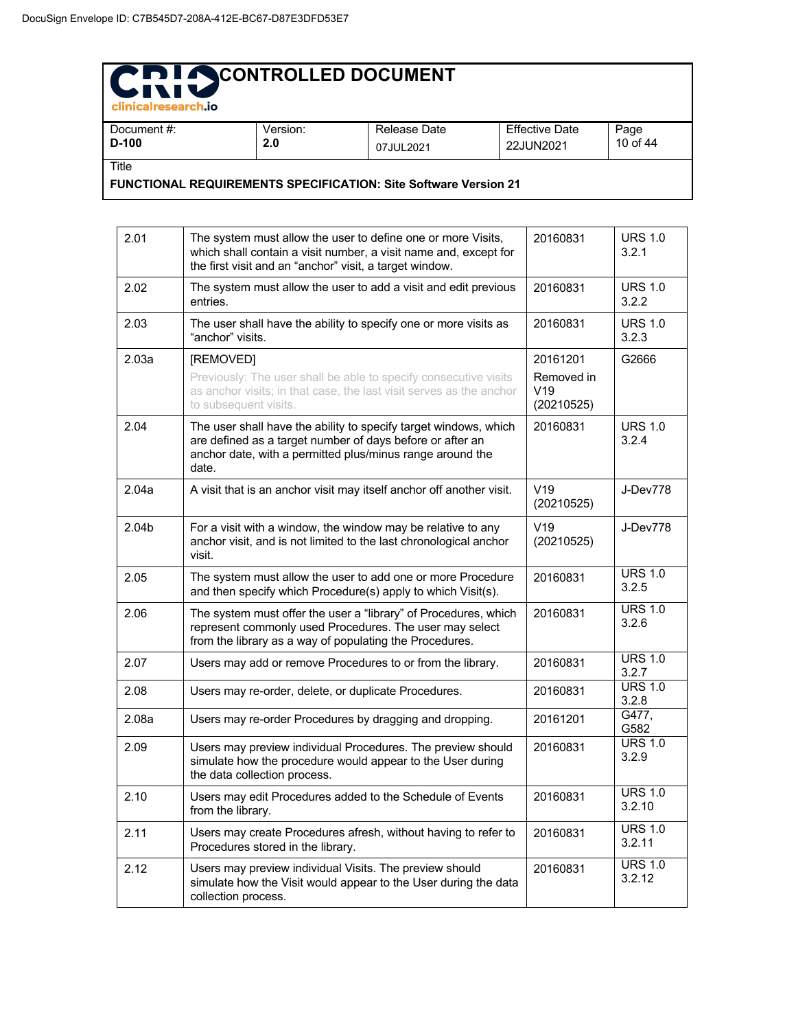| | | | |
|---|---|---|---|
| 2.01 | The system must allow the user to define one or more Visits, which shall contain a visit number, a visit name and, except for the first visit and an "anchor" visit, a target window. | 20160831 | URS 1.0 3.2.1 |
| 2.02 | The system must allow the user to add a visit and edit previous entries. | 20160831 | URS 1.0 3.2.2 |
| 2.03 | The user shall have the ability to specify one or more visits as "anchor" visits. | 20160831 | URS 1.0 3.2.3 |
| 2.03a | [REMOVED] Previously: The user shall be able to specify consecutive visits as anchor visits; in that case, the last visit serves as the anchor to subsequent visits. | 20161201 Removed in V19 (20210525) | G2666 |
| 2.04 | The user shall have the ability to specify target windows, which are defined as a target number of days before or after an anchor date, with a permitted plus/minus range around the date. | 20160831 | URS 1.0 3.2.4 |
| 2.04a | A visit that is an anchor visit may itself anchor off another visit. | V19 (20210525) | J-Dev778 |
| 2.04b | For a visit with a window, the window may be relative to any anchor visit, and is not limited to the last chronological anchor visit. | V19 (20210525) | J-Dev778 |
| 2.05 | The system must allow the user to add one or more Procedure and then specify which Procedure(s) apply to which Visit(s). | 20160831 | URS 1.0 3.2.5 |
| 2.06 | The system must offer the user a "library" of Procedures, which represent commonly used Procedures. The user may select from the library as a way of populating the Procedures. | 20160831 | URS 1.0 3.2.6 |
| 2.07 | Users may add or remove Procedures to or from the library. | 20160831 | URS 1.0 3.2.7 |
| 2.08 | Users may re-order, delete, or duplicate Procedures. | 20160831 | URS 1.0 3.2.8 |
| 2.08a | Users may re-order Procedures by dragging and dropping. | 20161201 | G477, G582 |
| 2.09 | Users may preview individual Procedures. The preview should simulate how the procedure would appear to the User during the data collection process. | 20160831 | URS 1.0 3.2.9 |
| 2.10 | Users may edit Procedures added to the Schedule of Events from the library. | 20160831 | URS 1.0 3.2.10 |
| 2.11 | Users may create Procedures afresh, without having to refer to Procedures stored in the library. | 20160831 | URS 1.0 3.2.11 |
| 2.12 | Users may preview individual Visits. The preview should simulate how the Visit would appear to the User during the data collection process. | 20160831 | URS 1.0 3.2.12 |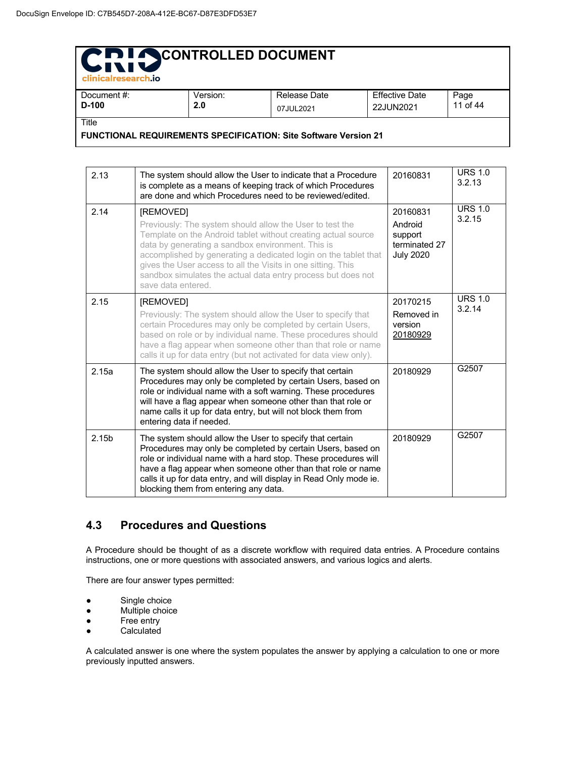| | | | |
|---|---|---|---|
| 2.13 | The system should allow the User to indicate that a Procedure is complete as a means of keeping track of which Procedures are done and which Procedures need to be reviewed/edited. | 20160831 | URS 1.0 3.2.13 |
| 2.14 | [REMOVED] Previously: The system should allow the User to test the Template on the Android tablet without creating actual source data by generating a sandbox environment. This is accomplished by generating a dedicated login on the tablet that gives the User access to all the Visits in one sitting. This sandbox simulates the actual data entry process but does not save data entered. | 20160831 Android support terminated 27 July 2020 | URS 1.0 3.2.15 |
| 2.15 | [REMOVED] Previously: The system should allow the User to specify that certain Procedures may only be completed by certain Users, based on role or by individual name. These procedures should have a flag appear when someone other than that role or name calls it up for data entry (but not activated for data view only). | 20170215 Removed in version 20180929 | URS 1.0 3.2.14 |
| 2.15a | The system should allow the User to specify that certain Procedures may only be completed by certain Users, based on role or individual name with a soft warning. These procedures will have a flag appear when someone other than that role or name calls it up for data entry, but will not block them from entering data if needed. | 20180929 | G2507 |
| 2.15b | The system should allow the User to specify that certain Procedures may only be completed by certain Users, based on role or individual name with a hard stop. These procedures will have a flag appear when someone other than that role or name calls it up for data entry, and will display in Read Only mode ie. blocking them from entering any data. | 20180929 | G2507 |

## 4.3 Procedures and Questions

A Procedure should be thought of as a discrete workflow with required data entries. A Procedure contains instructions, one or more questions with associated answers, and various logics and alerts.

There are four answer types permitted:

- Single choice
- Multiple choice
- Free entry
- Calculated

A calculated answer is one where the system populates the answer by applying a calculation to one or more previously inputted answers.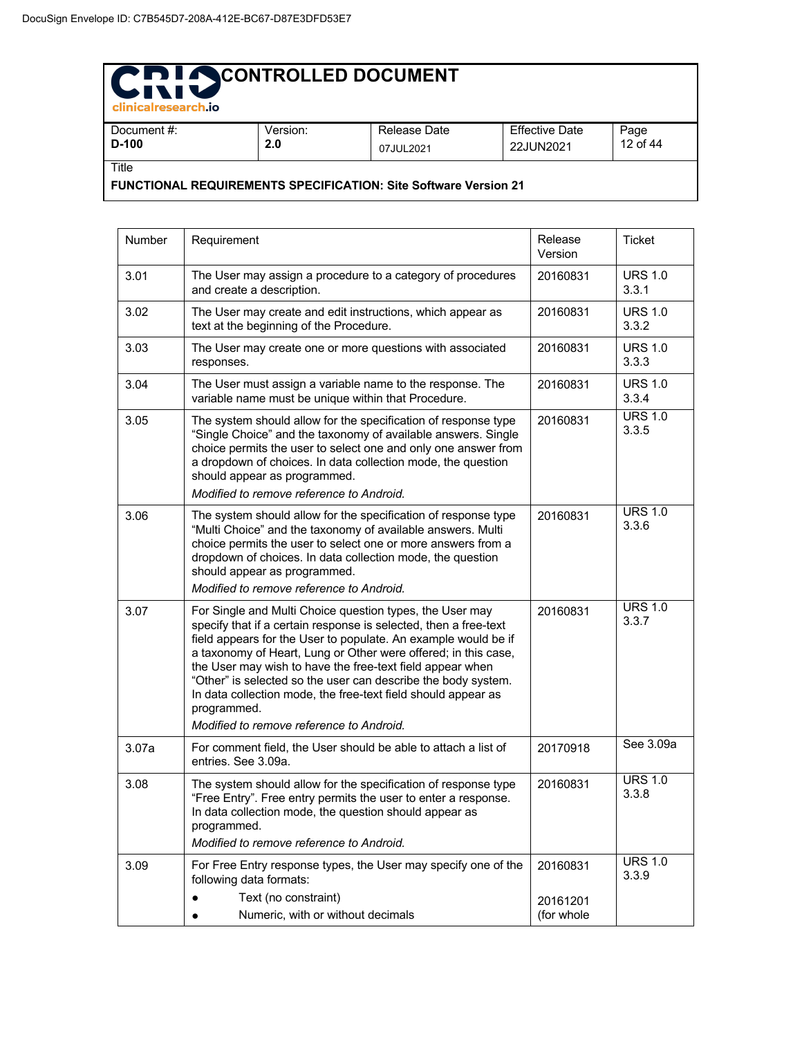| Number | Requirement | Release Version | Ticket |
|---|---|---|---|
| 3.01 | The User may assign a procedure to a category of procedures and create a description. | 20160831 | URS 1.0 3.3.1 |
| 3.02 | The User may create and edit instructions, which appear as text at the beginning of the Procedure. | 20160831 | URS 1.0 3.3.2 |
| 3.03 | The User may create one or more questions with associated responses. | 20160831 | URS 1.0 3.3.3 |
| 3.04 | The User must assign a variable name to the response. The variable name must be unique within that Procedure. | 20160831 | URS 1.0 3.3.4 |
| 3.05 | The system should allow for the specification of response type “Single Choice” and the taxonomy of available answers. Single choice permits the user to select one and only one answer from a dropdown of choices. In data collection mode, the question should appear as programmed.<br>*Modified to remove reference to Android.* | 20160831 | URS 1.0 3.3.5 |
| 3.06 | The system should allow for the specification of response type “Multi Choice” and the taxonomy of available answers. Multi choice permits the user to select one or more answers from a dropdown of choices. In data collection mode, the question should appear as programmed.<br>*Modified to remove reference to Android.* | 20160831 | URS 1.0 3.3.6 |
| 3.07 | For Single and Multi Choice question types, the User may specify that if a certain response is selected, then a free-text field appears for the User to populate. An example would be if a taxonomy of Heart, Lung or Other were offered; in this case, the User may wish to have the free-text field appear when “Other” is selected so the user can describe the body system. In data collection mode, the free-text field should appear as programmed.<br>*Modified to remove reference to Android.* | 20160831 | URS 1.0 3.3.7 |
| 3.07a | For comment field, the User should be able to attach a list of entries. See 3.09a. | 20170918 | See 3.09a |
| 3.08 | The system should allow for the specification of response type “Free Entry”. Free entry permits the user to enter a response. In data collection mode, the question should appear as programmed.<br>*Modified to remove reference to Android.* | 20160831 | URS 1.0 3.3.8 |
| 3.09 | For Free Entry response types, the User may specify one of the following data formats:<br>• Text (no constraint)<br>• Numeric, with or without decimals | 20160831<br><br>20161201 (for whole | URS 1.0 3.3.9 |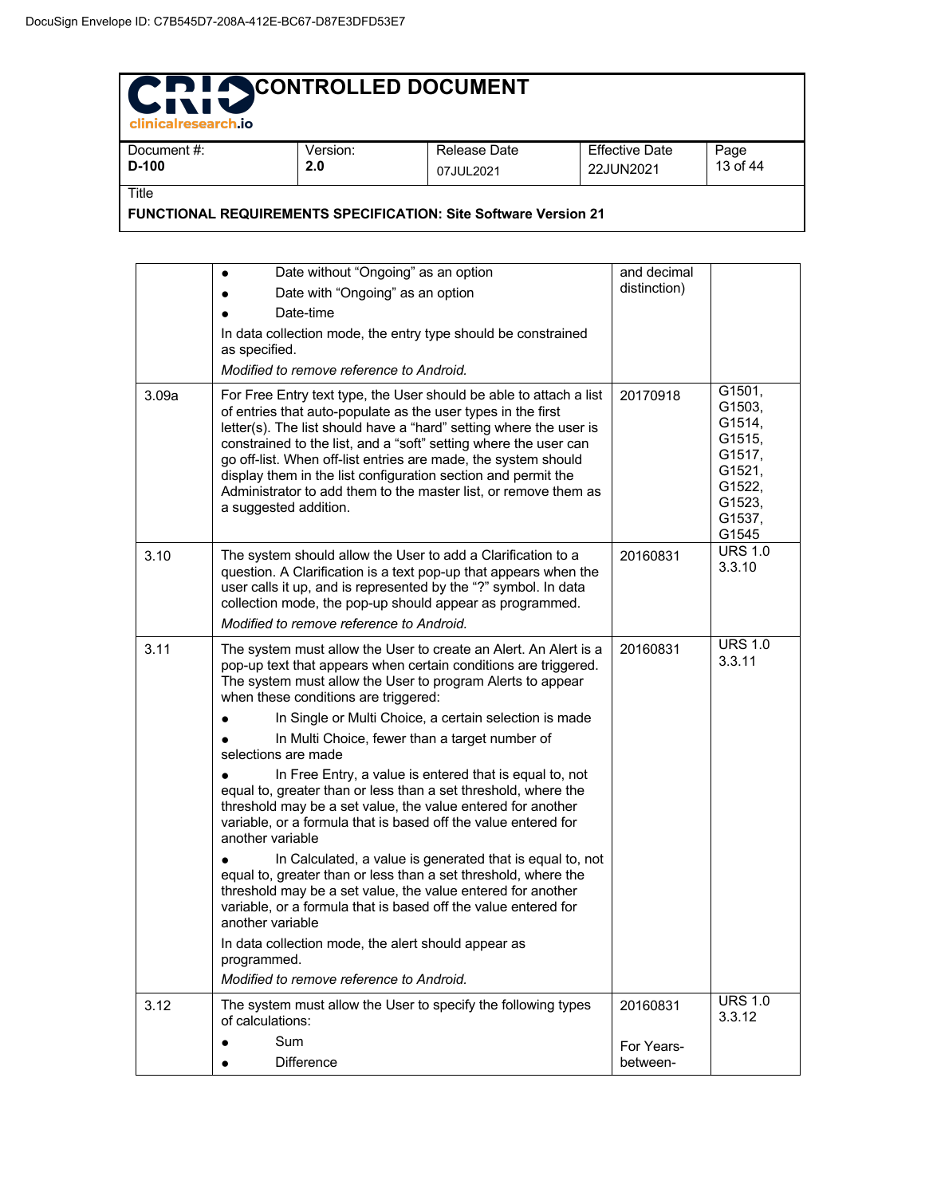| | | | |
|---|---|---|---|
| | • Date without "Ongoing" as an option<br>• Date with "Ongoing" as an option<br>• Date-time<br>In data collection mode, the entry type should be constrained as specified.<br>*Modified to remove reference to Android.* | and decimal distinction) | |
| 3.09a | For Free Entry text type, the User should be able to attach a list of entries that auto-populate as the user types in the first letter(s). The list should have a "hard" setting where the user is constrained to the list, and a "soft" setting where the user can go off-list. When off-list entries are made, the system should display them in the list configuration section and permit the Administrator to add them to the master list, or remove them as a suggested addition. | 20170918 | G1501, G1503, G1514, G1515, G1517, G1521, G1522, G1523, G1537, G1545 |
| 3.10 | The system should allow the User to add a Clarification to a question. A Clarification is a text pop-up that appears when the user calls it up, and is represented by the "?" symbol. In data collection mode, the pop-up should appear as programmed.<br>*Modified to remove reference to Android.* | 20160831 | URS 1.0 3.3.10 |
| 3.11 | The system must allow the User to create an Alert. An Alert is a pop-up text that appears when certain conditions are triggered. The system must allow the User to program Alerts to appear when these conditions are triggered:<br>• In Single or Multi Choice, a certain selection is made<br>• In Multi Choice, fewer than a target number of selections are made<br>• In Free Entry, a value is entered that is equal to, not equal to, greater than or less than a set threshold, where the threshold may be a set value, the value entered for another variable, or a formula that is based off the value entered for another variable<br>• In Calculated, a value is generated that is equal to, not equal to, greater than or less than a set threshold, where the threshold may be a set value, the value entered for another variable, or a formula that is based off the value entered for another variable<br>In data collection mode, the alert should appear as programmed.<br>*Modified to remove reference to Android.* | 20160831 | URS 1.0 3.3.11 |
| 3.12 | The system must allow the User to specify the following types of calculations:<br>• Sum<br>• Difference | 20160831<br><br>For Years-between- | URS 1.0 3.3.12 |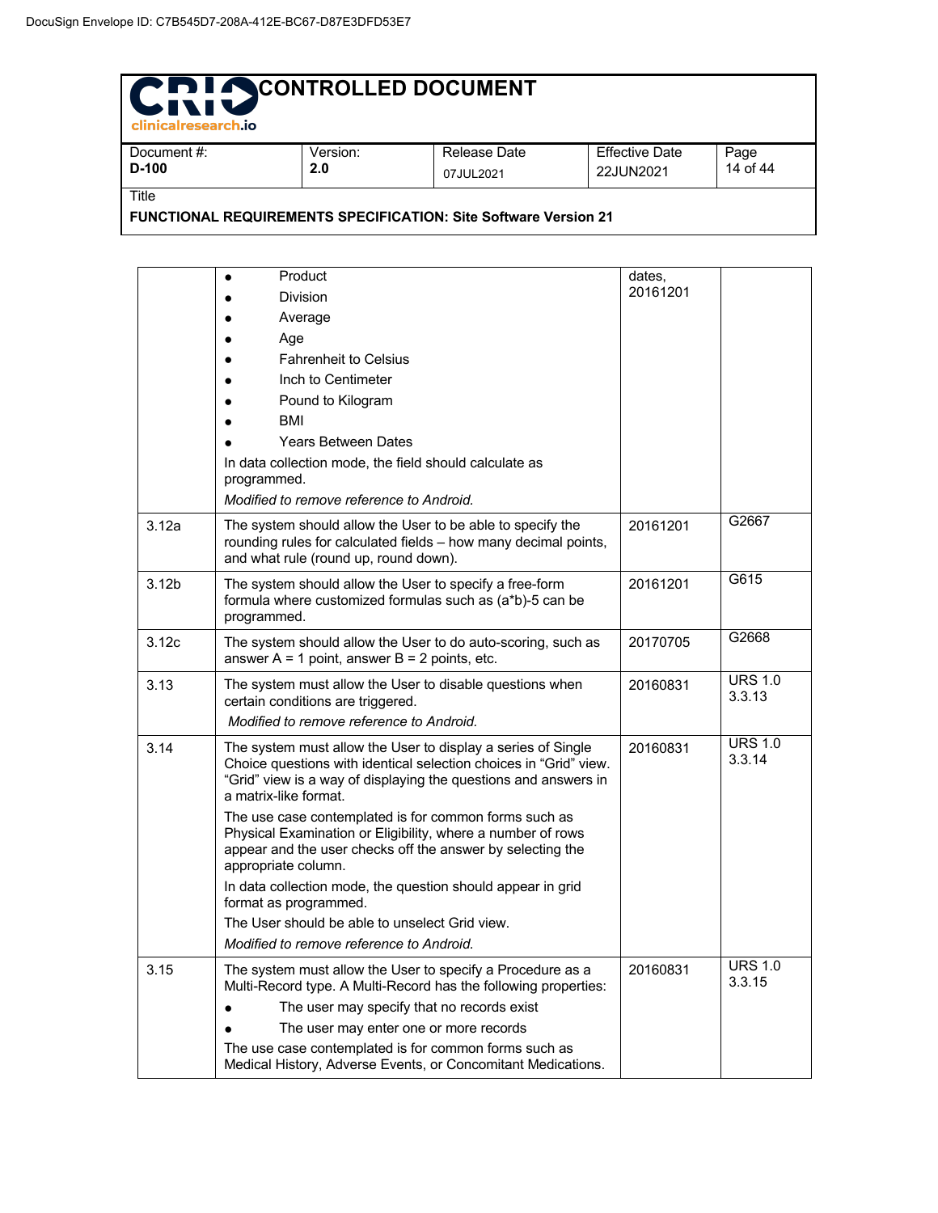| | | | |
|---|---|---|---|
| | • Product<br>• Division<br>• Average<br>• Age<br>• Fahrenheit to Celsius<br>• Inch to Centimeter<br>• Pound to Kilogram<br>• BMI<br>• Years Between Dates<br>In data collection mode, the field should calculate as programmed.<br>*Modified to remove reference to Android.* | dates, 20161201 | |
| 3.12a | The system should allow the User to be able to specify the rounding rules for calculated fields – how many decimal points, and what rule (round up, round down). | 20161201 | G2667 |
| 3.12b | The system should allow the User to specify a free-form formula where customized formulas such as (a*b)-5 can be programmed. | 20161201 | G615 |
| 3.12c | The system should allow the User to do auto-scoring, such as answer A = 1 point, answer B = 2 points, etc. | 20170705 | G2668 |
| 3.13 | The system must allow the User to disable questions when certain conditions are triggered.<br>*Modified to remove reference to Android.* | 20160831 | URS 1.0 3.3.13 |
| 3.14 | The system must allow the User to display a series of Single Choice questions with identical selection choices in "Grid" view. "Grid" view is a way of displaying the questions and answers in a matrix-like format.<br>The use case contemplated is for common forms such as Physical Examination or Eligibility, where a number of rows appear and the user checks off the answer by selecting the appropriate column.<br>In data collection mode, the question should appear in grid format as programmed.<br>The User should be able to unselect Grid view.<br>*Modified to remove reference to Android.* | 20160831 | URS 1.0 3.3.14 |
| 3.15 | The system must allow the User to specify a Procedure as a Multi-Record type. A Multi-Record has the following properties:<br>• The user may specify that no records exist<br>• The user may enter one or more records<br>The use case contemplated is for common forms such as Medical History, Adverse Events, or Concomitant Medications. | 20160831 | URS 1.0 3.3.15 |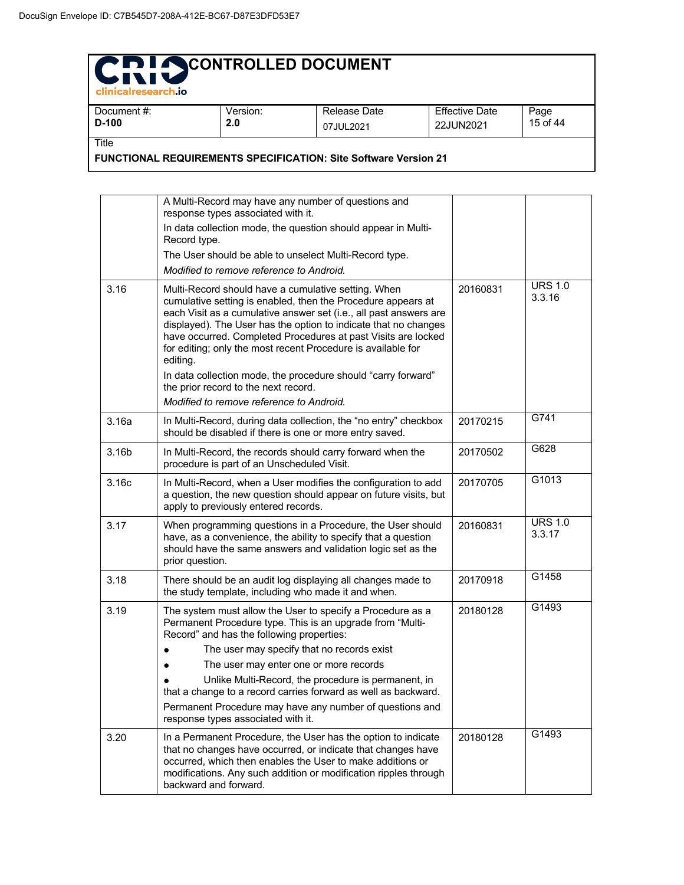| | | | |
|---|---|---|---|
| | A Multi-Record may have any number of questions and response types associated with it.<br><br>In data collection mode, the question should appear in Multi-Record type.<br><br>The User should be able to unselect Multi-Record type.<br><br>*Modified to remove reference to Android.* | | |
| 3.16 | Multi-Record should have a cumulative setting. When cumulative setting is enabled, then the Procedure appears at each Visit as a cumulative answer set (i.e., all past answers are displayed). The User has the option to indicate that no changes have occurred. Completed Procedures at past Visits are locked for editing; only the most recent Procedure is available for editing.<br><br>In data collection mode, the procedure should "carry forward" the prior record to the next record.<br><br>*Modified to remove reference to Android.* | 20160831 | URS 1.0 3.3.16 |
| 3.16a | In Multi-Record, during data collection, the "no entry" checkbox should be disabled if there is one or more entry saved. | 20170215 | G741 |
| 3.16b | In Multi-Record, the records should carry forward when the procedure is part of an Unscheduled Visit. | 20170502 | G628 |
| 3.16c | In Multi-Record, when a User modifies the configuration to add a question, the new question should appear on future visits, but apply to previously entered records. | 20170705 | G1013 |
| 3.17 | When programming questions in a Procedure, the User should have, as a convenience, the ability to specify that a question should have the same answers and validation logic set as the prior question. | 20160831 | URS 1.0 3.3.17 |
| 3.18 | There should be an audit log displaying all changes made to the study template, including who made it and when. | 20170918 | G1458 |
| 3.19 | The system must allow the User to specify a Procedure as a Permanent Procedure type. This is an upgrade from "Multi-Record" and has the following properties:<br><br>• The user may specify that no records exist<br>• The user may enter one or more records<br>• Unlike Multi-Record, the procedure is permanent, in that a change to a record carries forward as well as backward.<br><br>Permanent Procedure may have any number of questions and response types associated with it. | 20180128 | G1493 |
| 3.20 | In a Permanent Procedure, the User has the option to indicate that no changes have occurred, or indicate that changes have occurred, which then enables the User to make additions or modifications. Any such addition or modification ripples through backward and forward. | 20180128 | G1493 |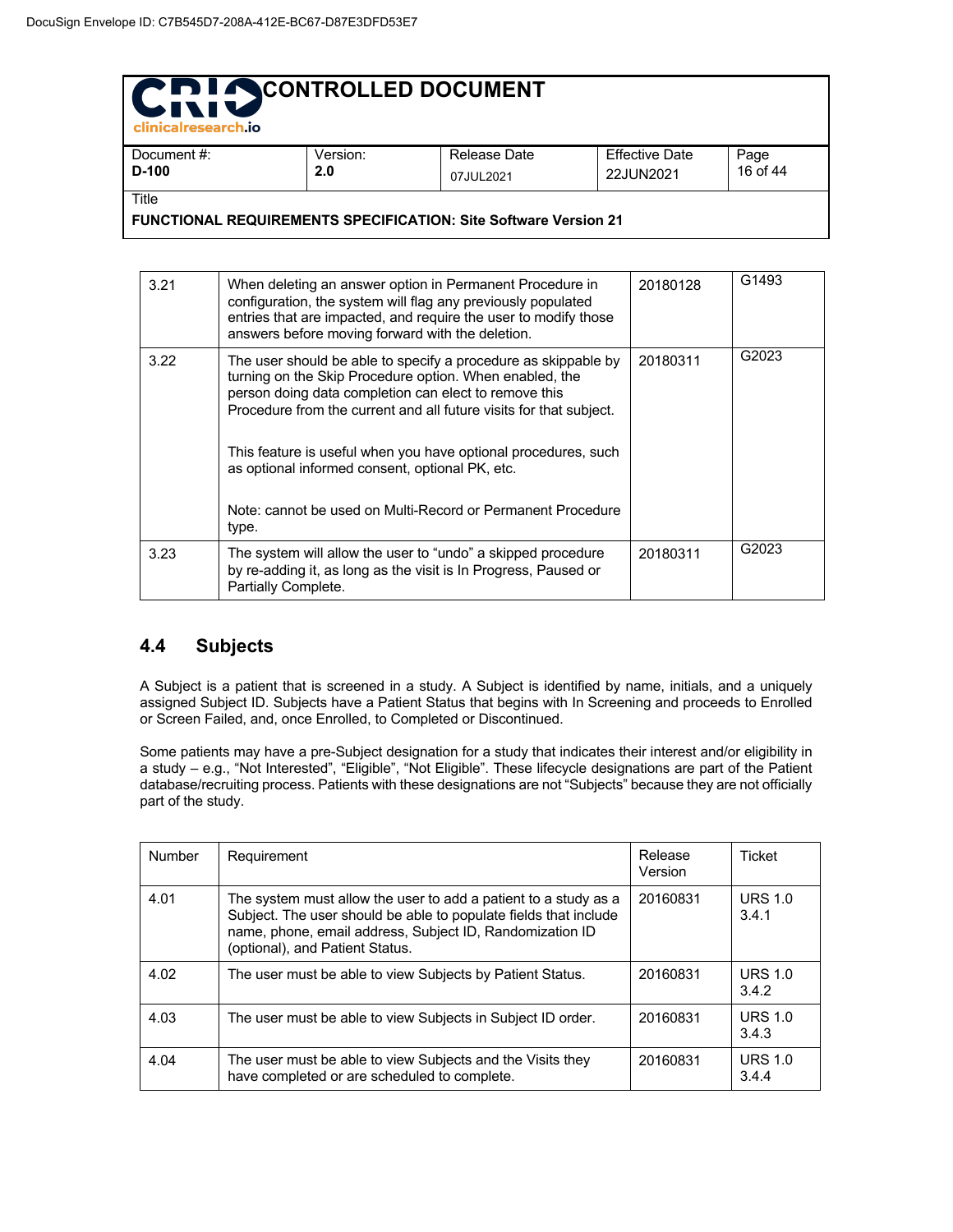| | | | |
|---|---|---|---|
| 3.21 | When deleting an answer option in Permanent Procedure in configuration, the system will flag any previously populated entries that are impacted, and require the user to modify those answers before moving forward with the deletion. | 20180128 | G1493 |
| 3.22 | The user should be able to specify a procedure as skippable by turning on the Skip Procedure option. When enabled, the person doing data completion can elect to remove this Procedure from the current and all future visits for that subject.<br><br>This feature is useful when you have optional procedures, such as optional informed consent, optional PK, etc.<br><br>Note: cannot be used on Multi-Record or Permanent Procedure type. | 20180311 | G2023 |
| 3.23 | The system will allow the user to "undo" a skipped procedure by re-adding it, as long as the visit is In Progress, Paused or Partially Complete. | 20180311 | G2023 |

## 4.4 Subjects

A Subject is a patient that is screened in a study. A Subject is identified by name, initials, and a uniquely assigned Subject ID. Subjects have a Patient Status that begins with In Screening and proceeds to Enrolled or Screen Failed, and, once Enrolled, to Completed or Discontinued.

Some patients may have a pre-Subject designation for a study that indicates their interest and/or eligibility in a study – e.g., "Not Interested", "Eligible", "Not Eligible". These lifecycle designations are part of the Patient database/recruiting process. Patients with these designations are not "Subjects" because they are not officially part of the study.

| Number | Requirement | Release Version | Ticket |
|---|---|---|---|
| 4.01 | The system must allow the user to add a patient to a study as a Subject. The user should be able to populate fields that include name, phone, email address, Subject ID, Randomization ID (optional), and Patient Status. | 20160831 | URS 1.0 3.4.1 |
| 4.02 | The user must be able to view Subjects by Patient Status. | 20160831 | URS 1.0 3.4.2 |
| 4.03 | The user must be able to view Subjects in Subject ID order. | 20160831 | URS 1.0 3.4.3 |
| 4.04 | The user must be able to view Subjects and the Visits they have completed or are scheduled to complete. | 20160831 | URS 1.0 3.4.4 |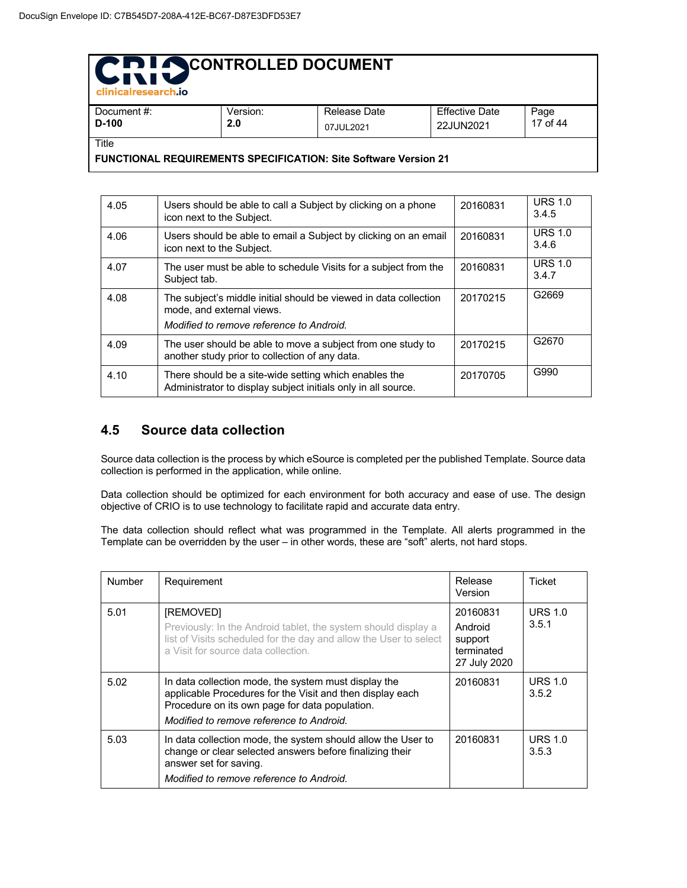| | | | |
|---|---|---|---|
| 4.05 | Users should be able to call a Subject by clicking on a phone icon next to the Subject. | 20160831 | URS 1.0 3.4.5 |
| 4.06 | Users should be able to email a Subject by clicking on an email icon next to the Subject. | 20160831 | URS 1.0 3.4.6 |
| 4.07 | The user must be able to schedule Visits for a subject from the Subject tab. | 20160831 | URS 1.0 3.4.7 |
| 4.08 | The subject's middle initial should be viewed in data collection mode, and external views.<br>*Modified to remove reference to Android.* | 20170215 | G2669 |
| 4.09 | The user should be able to move a subject from one study to another study prior to collection of any data. | 20170215 | G2670 |
| 4.10 | There should be a site-wide setting which enables the Administrator to display subject initials only in all source. | 20170705 | G990 |

## 4.5 Source data collection

Source data collection is the process by which eSource is completed per the published Template. Source data collection is performed in the application, while online.

Data collection should be optimized for each environment for both accuracy and ease of use. The design objective of CRIO is to use technology to facilitate rapid and accurate data entry.

The data collection should reflect what was programmed in the Template. All alerts programmed in the Template can be overridden by the user – in other words, these are "soft" alerts, not hard stops.

| Number | Requirement | Release Version | Ticket |
|---|---|---|---|
| 5.01 | [REMOVED]<br>Previously: In the Android tablet, the system should display a list of Visits scheduled for the day and allow the User to select a Visit for source data collection. | 20160831<br>Android support terminated 27 July 2020 | URS 1.0 3.5.1 |
| 5.02 | In data collection mode, the system must display the applicable Procedures for the Visit and then display each Procedure on its own page for data population.<br>*Modified to remove reference to Android.* | 20160831 | URS 1.0 3.5.2 |
| 5.03 | In data collection mode, the system should allow the User to change or clear selected answers before finalizing their answer set for saving.<br>*Modified to remove reference to Android.* | 20160831 | URS 1.0 3.5.3 |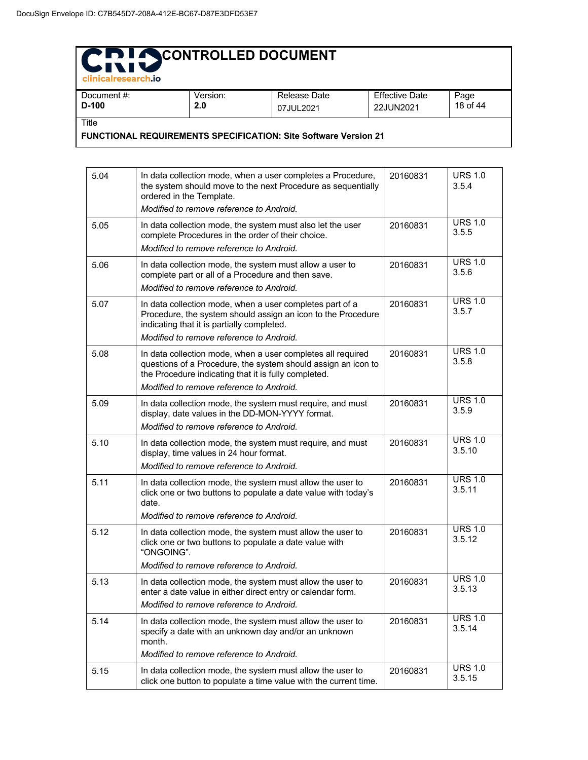| 5.04 | In data collection mode, when a user completes a Procedure, the system should move to the next Procedure as sequentially ordered in the Template.<br>*Modified to remove reference to Android.* | 20160831 | URS 1.0 3.5.4 |
|---|---|---|---|
| 5.05 | In data collection mode, the system must also let the user complete Procedures in the order of their choice.<br>*Modified to remove reference to Android.* | 20160831 | URS 1.0 3.5.5 |
| 5.06 | In data collection mode, the system must allow a user to complete part or all of a Procedure and then save.<br>*Modified to remove reference to Android.* | 20160831 | URS 1.0 3.5.6 |
| 5.07 | In data collection mode, when a user completes part of a Procedure, the system should assign an icon to the Procedure indicating that it is partially completed.<br>*Modified to remove reference to Android.* | 20160831 | URS 1.0 3.5.7 |
| 5.08 | In data collection mode, when a user completes all required questions of a Procedure, the system should assign an icon to the Procedure indicating that it is fully completed.<br>*Modified to remove reference to Android.* | 20160831 | URS 1.0 3.5.8 |
| 5.09 | In data collection mode, the system must require, and must display, date values in the DD-MON-YYYY format.<br>*Modified to remove reference to Android.* | 20160831 | URS 1.0 3.5.9 |
| 5.10 | In data collection mode, the system must require, and must display, time values in 24 hour format.<br>*Modified to remove reference to Android.* | 20160831 | URS 1.0 3.5.10 |
| 5.11 | In data collection mode, the system must allow the user to click one or two buttons to populate a date value with today's date.<br>*Modified to remove reference to Android.* | 20160831 | URS 1.0 3.5.11 |
| 5.12 | In data collection mode, the system must allow the user to click one or two buttons to populate a date value with "ONGOING".<br>*Modified to remove reference to Android.* | 20160831 | URS 1.0 3.5.12 |
| 5.13 | In data collection mode, the system must allow the user to enter a date value in either direct entry or calendar form.<br>*Modified to remove reference to Android.* | 20160831 | URS 1.0 3.5.13 |
| 5.14 | In data collection mode, the system must allow the user to specify a date with an unknown day and/or an unknown month.<br>*Modified to remove reference to Android.* | 20160831 | URS 1.0 3.5.14 |
| 5.15 | In data collection mode, the system must allow the user to click one button to populate a time value with the current time. | 20160831 | URS 1.0 3.5.15 |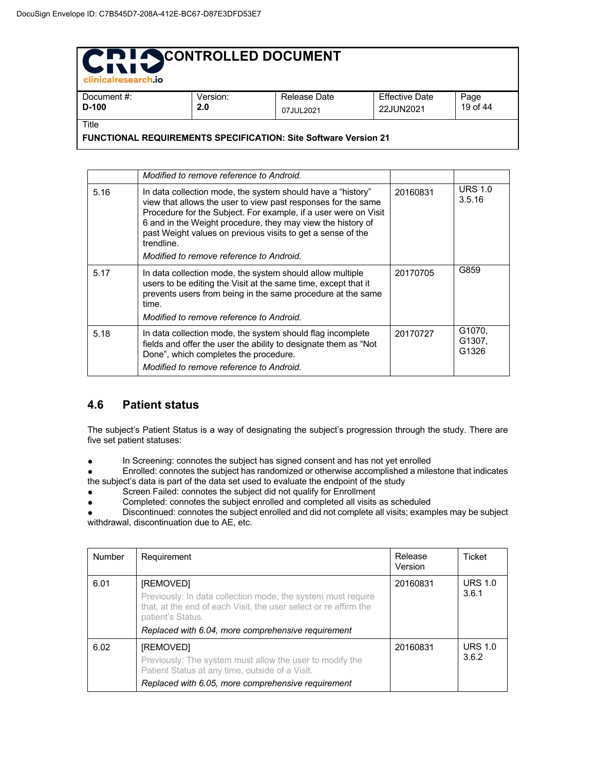| | | | |
|---|---|---|---|
| | *Modified to remove reference to Android.* | | |
| 5.16 | In data collection mode, the system should have a “history” view that allows the user to view past responses for the same Procedure for the Subject. For example, if a user were on Visit 6 and in the Weight procedure, they may view the history of past Weight values on previous visits to get a sense of the trendline.<br>*Modified to remove reference to Android.* | 20160831 | URS 1.0 3.5.16 |
| 5.17 | In data collection mode, the system should allow multiple users to be editing the Visit at the same time, except that it prevents users from being in the same procedure at the same time.<br>*Modified to remove reference to Android.* | 20170705 | G859 |
| 5.18 | In data collection mode, the system should flag incomplete fields and offer the user the ability to designate them as “Not Done”, which completes the procedure.<br>*Modified to remove reference to Android.* | 20170727 | G1070, G1307, G1326 |

## 4.6 Patient status

The subject’s Patient Status is a way of designating the subject’s progression through the study. There are five set patient statuses:

- In Screening: connotes the subject has signed consent and has not yet enrolled
- Enrolled: connotes the subject has randomized or otherwise accomplished a milestone that indicates the subject’s data is part of the data set used to evaluate the endpoint of the study
- Screen Failed: connotes the subject did not qualify for Enrollment
- Completed: connotes the subject enrolled and completed all visits as scheduled
- Discontinued: connotes the subject enrolled and did not complete all visits; examples may be subject withdrawal, discontinuation due to AE, etc.

| Number | Requirement | Release Version | Ticket |
|---|---|---|---|
| 6.01 | [REMOVED]<br>Previously: In data collection mode, the system must require that, at the end of each Visit, the user select or re affirm the patient’s Status.<br>*Replaced with 6.04, more comprehensive requirement* | 20160831 | URS 1.0 3.6.1 |
| 6.02 | [REMOVED]<br>Previously: The system must allow the user to modify the Patient Status at any time, outside of a Visit.<br>*Replaced with 6.05, more comprehensive requirement* | 20160831 | URS 1.0 3.6.2 |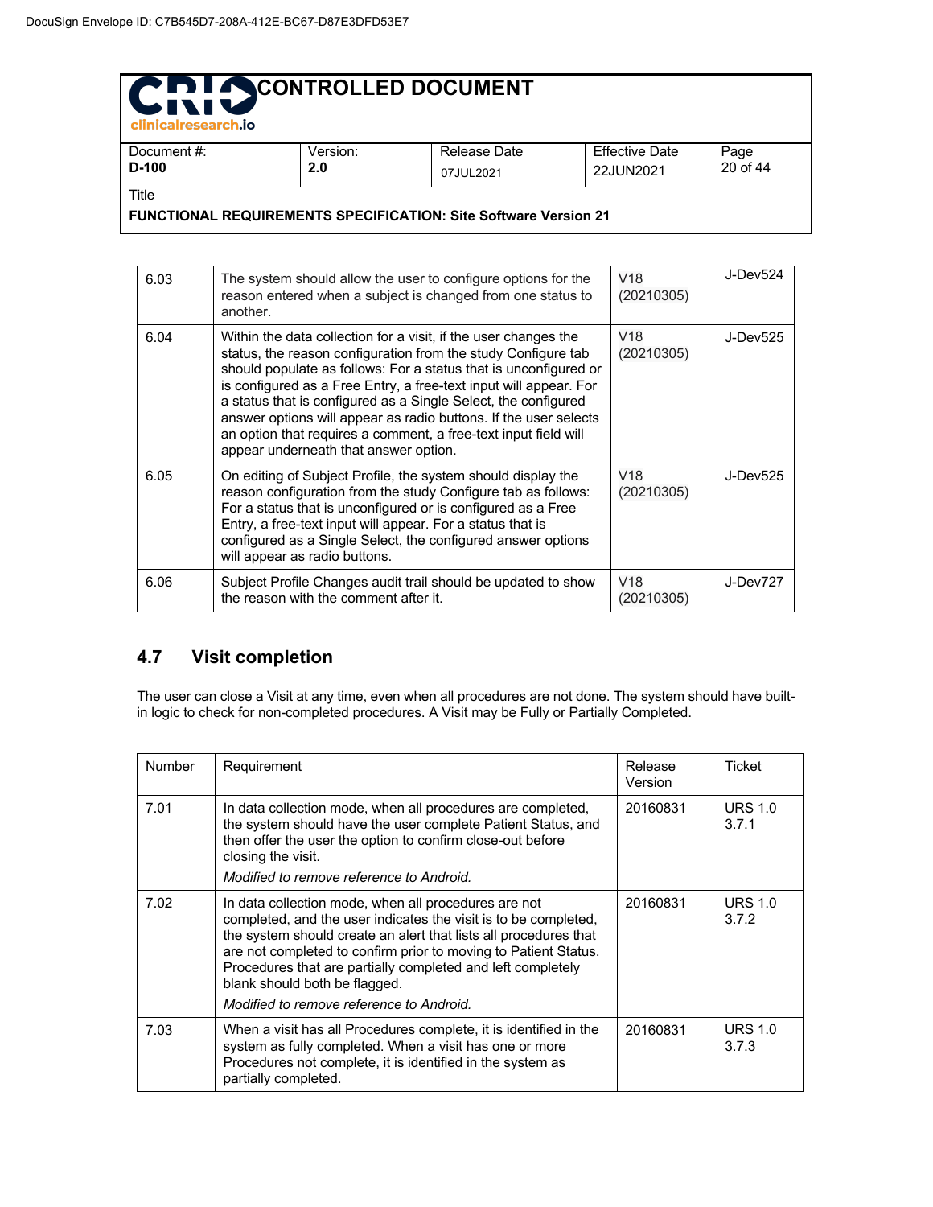| | | | |
|---|---|---|---|
| 6.03 | The system should allow the user to configure options for the reason entered when a subject is changed from one status to another. | V18 (20210305) | J-Dev524 |
| 6.04 | Within the data collection for a visit, if the user changes the status, the reason configuration from the study Configure tab should populate as follows: For a status that is unconfigured or is configured as a Free Entry, a free-text input will appear. For a status that is configured as a Single Select, the configured answer options will appear as radio buttons. If the user selects an option that requires a comment, a free-text input field will appear underneath that answer option. | V18 (20210305) | J-Dev525 |
| 6.05 | On editing of Subject Profile, the system should display the reason configuration from the study Configure tab as follows: For a status that is unconfigured or is configured as a Free Entry, a free-text input will appear. For a status that is configured as a Single Select, the configured answer options will appear as radio buttons. | V18 (20210305) | J-Dev525 |
| 6.06 | Subject Profile Changes audit trail should be updated to show the reason with the comment after it. | V18 (20210305) | J-Dev727 |

## 4.7 Visit completion

The user can close a Visit at any time, even when all procedures are not done. The system should have built-in logic to check for non-completed procedures. A Visit may be Fully or Partially Completed.

| Number | Requirement | Release Version | Ticket |
|---|---|---|---|
| 7.01 | In data collection mode, when all procedures are completed, the system should have the user complete Patient Status, and then offer the user the option to confirm close-out before closing the visit.<br>*Modified to remove reference to Android.* | 20160831 | URS 1.0 3.7.1 |
| 7.02 | In data collection mode, when all procedures are not completed, and the user indicates the visit is to be completed, the system should create an alert that lists all procedures that are not completed to confirm prior to moving to Patient Status. Procedures that are partially completed and left completely blank should both be flagged.<br>*Modified to remove reference to Android.* | 20160831 | URS 1.0 3.7.2 |
| 7.03 | When a visit has all Procedures complete, it is identified in the system as fully completed. When a visit has one or more Procedures not complete, it is identified in the system as partially completed. | 20160831 | URS 1.0 3.7.3 |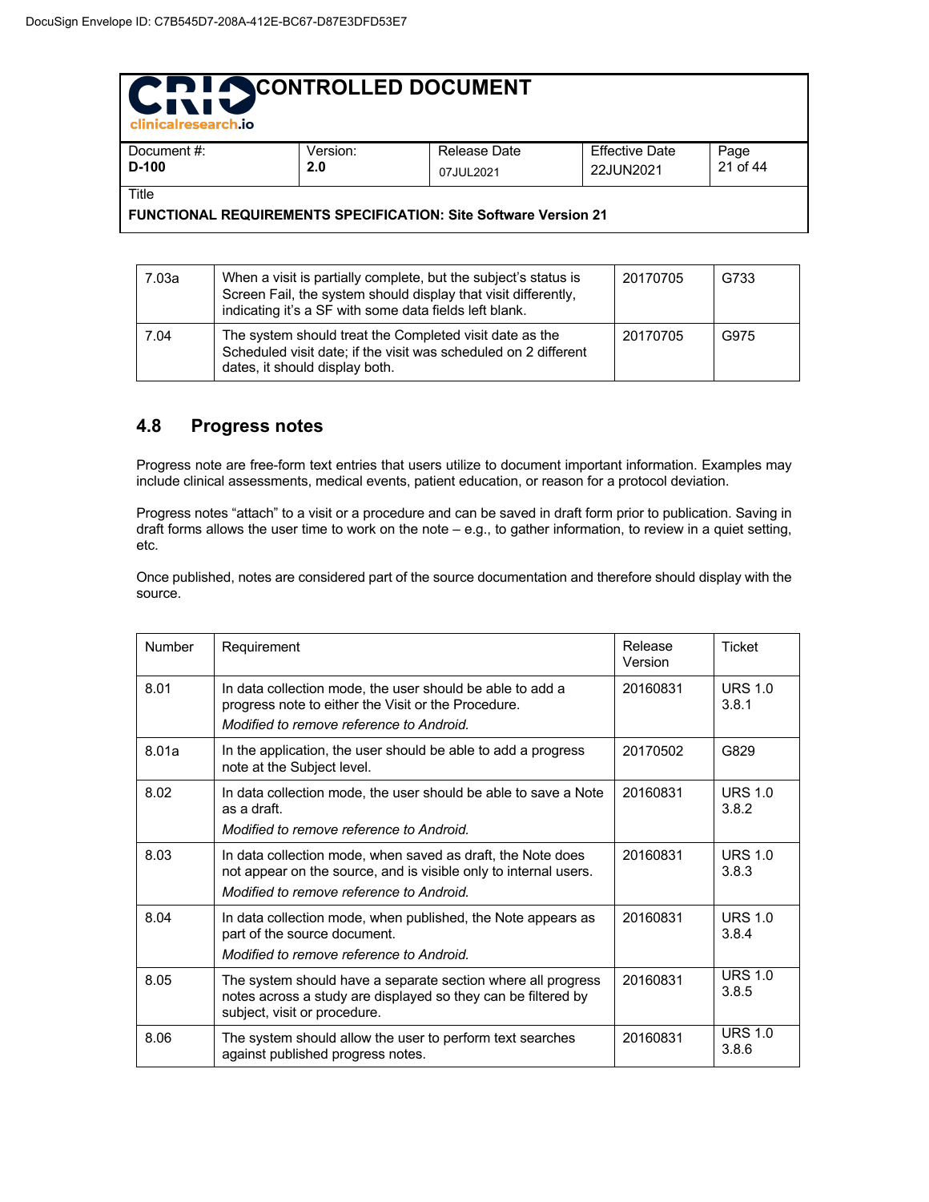| | | | |
|---|---|---|---|
| 7.03a | When a visit is partially complete, but the subject's status is Screen Fail, the system should display that visit differently, indicating it's a SF with some data fields left blank. | 20170705 | G733 |
| 7.04 | The system should treat the Completed visit date as the Scheduled visit date; if the visit was scheduled on 2 different dates, it should display both. | 20170705 | G975 |

## 4.8 Progress notes

Progress note are free-form text entries that users utilize to document important information. Examples may include clinical assessments, medical events, patient education, or reason for a protocol deviation.

Progress notes "attach" to a visit or a procedure and can be saved in draft form prior to publication. Saving in draft forms allows the user time to work on the note – e.g., to gather information, to review in a quiet setting, etc.

Once published, notes are considered part of the source documentation and therefore should display with the source.

| Number | Requirement | Release Version | Ticket |
|---|---|---|---|
| 8.01 | In data collection mode, the user should be able to add a progress note to either the Visit or the Procedure.<br>*Modified to remove reference to Android.* | 20160831 | URS 1.0 3.8.1 |
| 8.01a | In the application, the user should be able to add a progress note at the Subject level. | 20170502 | G829 |
| 8.02 | In data collection mode, the user should be able to save a Note as a draft.<br>*Modified to remove reference to Android.* | 20160831 | URS 1.0 3.8.2 |
| 8.03 | In data collection mode, when saved as draft, the Note does not appear on the source, and is visible only to internal users.<br>*Modified to remove reference to Android.* | 20160831 | URS 1.0 3.8.3 |
| 8.04 | In data collection mode, when published, the Note appears as part of the source document.<br>*Modified to remove reference to Android.* | 20160831 | URS 1.0 3.8.4 |
| 8.05 | The system should have a separate section where all progress notes across a study are displayed so they can be filtered by subject, visit or procedure. | 20160831 | URS 1.0 3.8.5 |
| 8.06 | The system should allow the user to perform text searches against published progress notes. | 20160831 | URS 1.0 3.8.6 |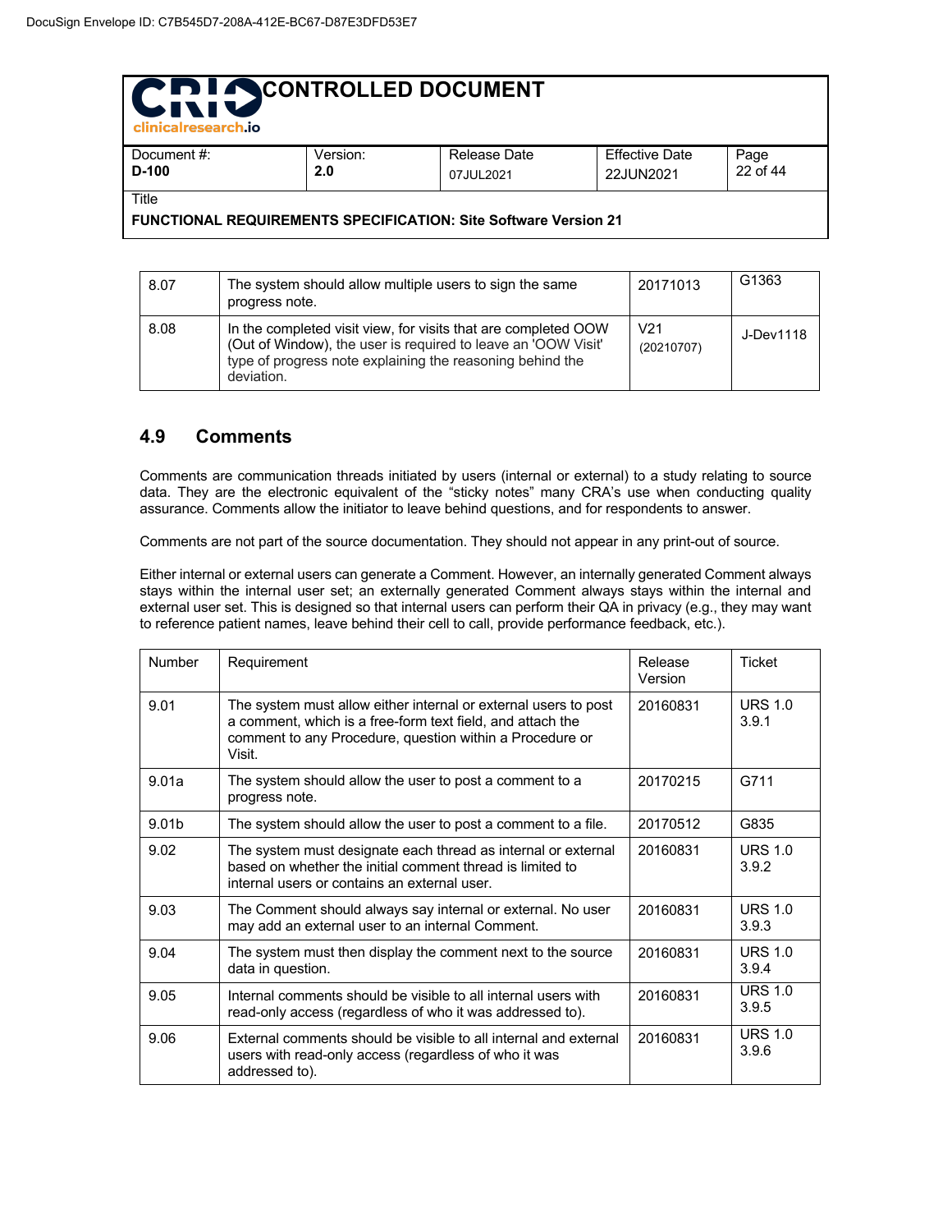| | | | |
|---|---|---|---|
| 8.07 | The system should allow multiple users to sign the same progress note. | 20171013 | G1363 |
| 8.08 | In the completed visit view, for visits that are completed OOW (Out of Window), the user is required to leave an 'OOW Visit' type of progress note explaining the reasoning behind the deviation. | V21 (20210707) | J-Dev1118 |

## 4.9 Comments

Comments are communication threads initiated by users (internal or external) to a study relating to source data. They are the electronic equivalent of the “sticky notes” many CRA’s use when conducting quality assurance. Comments allow the initiator to leave behind questions, and for respondents to answer.

Comments are not part of the source documentation. They should not appear in any print-out of source.

Either internal or external users can generate a Comment. However, an internally generated Comment always stays within the internal user set; an externally generated Comment always stays within the internal and external user set. This is designed so that internal users can perform their QA in privacy (e.g., they may want to reference patient names, leave behind their cell to call, provide performance feedback, etc.).

| Number | Requirement | Release Version | Ticket |
|---|---|---|---|
| 9.01 | The system must allow either internal or external users to post a comment, which is a free-form text field, and attach the comment to any Procedure, question within a Procedure or Visit. | 20160831 | URS 1.0 3.9.1 |
| 9.01a | The system should allow the user to post a comment to a progress note. | 20170215 | G711 |
| 9.01b | The system should allow the user to post a comment to a file. | 20170512 | G835 |
| 9.02 | The system must designate each thread as internal or external based on whether the initial comment thread is limited to internal users or contains an external user. | 20160831 | URS 1.0 3.9.2 |
| 9.03 | The Comment should always say internal or external. No user may add an external user to an internal Comment. | 20160831 | URS 1.0 3.9.3 |
| 9.04 | The system must then display the comment next to the source data in question. | 20160831 | URS 1.0 3.9.4 |
| 9.05 | Internal comments should be visible to all internal users with read-only access (regardless of who it was addressed to). | 20160831 | URS 1.0 3.9.5 |
| 9.06 | External comments should be visible to all internal and external users with read-only access (regardless of who it was addressed to). | 20160831 | URS 1.0 3.9.6 |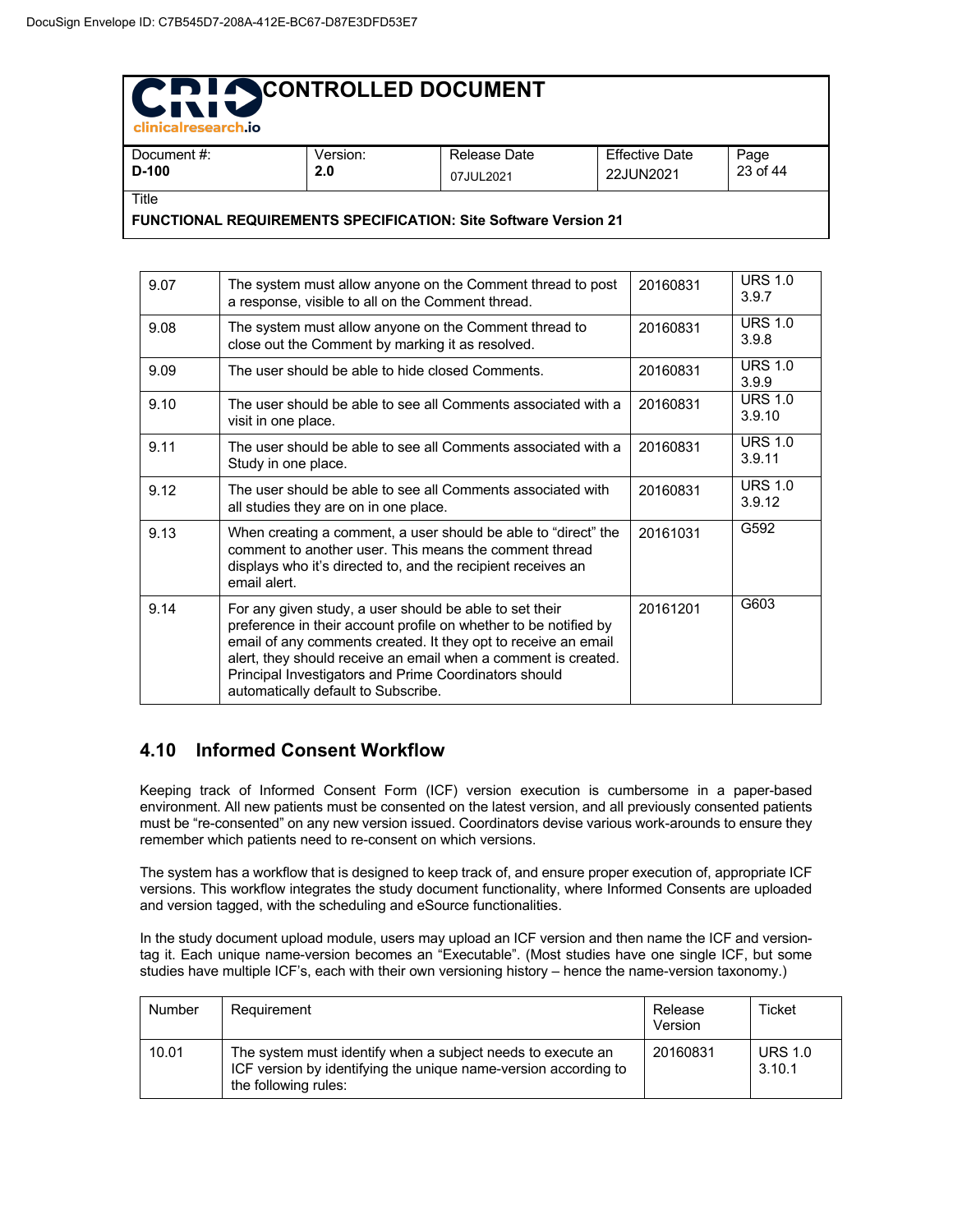| | | | |
|---|---|---|---|
| 9.07 | The system must allow anyone on the Comment thread to post a response, visible to all on the Comment thread. | 20160831 | URS 1.0 3.9.7 |
| 9.08 | The system must allow anyone on the Comment thread to close out the Comment by marking it as resolved. | 20160831 | URS 1.0 3.9.8 |
| 9.09 | The user should be able to hide closed Comments. | 20160831 | URS 1.0 3.9.9 |
| 9.10 | The user should be able to see all Comments associated with a visit in one place. | 20160831 | URS 1.0 3.9.10 |
| 9.11 | The user should be able to see all Comments associated with a Study in one place. | 20160831 | URS 1.0 3.9.11 |
| 9.12 | The user should be able to see all Comments associated with all studies they are on in one place. | 20160831 | URS 1.0 3.9.12 |
| 9.13 | When creating a comment, a user should be able to "direct" the comment to another user. This means the comment thread displays who it's directed to, and the recipient receives an email alert. | 20161031 | G592 |
| 9.14 | For any given study, a user should be able to set their preference in their account profile on whether to be notified by email of any comments created. It they opt to receive an email alert, they should receive an email when a comment is created. Principal Investigators and Prime Coordinators should automatically default to Subscribe. | 20161201 | G603 |

## 4.10 Informed Consent Workflow

Keeping track of Informed Consent Form (ICF) version execution is cumbersome in a paper-based environment. All new patients must be consented on the latest version, and all previously consented patients must be "re-consented" on any new version issued. Coordinators devise various work-arounds to ensure they remember which patients need to re-consent on which versions.

The system has a workflow that is designed to keep track of, and ensure proper execution of, appropriate ICF versions. This workflow integrates the study document functionality, where Informed Consents are uploaded and version tagged, with the scheduling and eSource functionalities.

In the study document upload module, users may upload an ICF version and then name the ICF and version-tag it. Each unique name-version becomes an "Executable". (Most studies have one single ICF, but some studies have multiple ICF's, each with their own versioning history – hence the name-version taxonomy.)

| Number | Requirement | Release Version | Ticket |
|---|---|---|---|
| 10.01 | The system must identify when a subject needs to execute an ICF version by identifying the unique name-version according to the following rules: | 20160831 | URS 1.0 3.10.1 |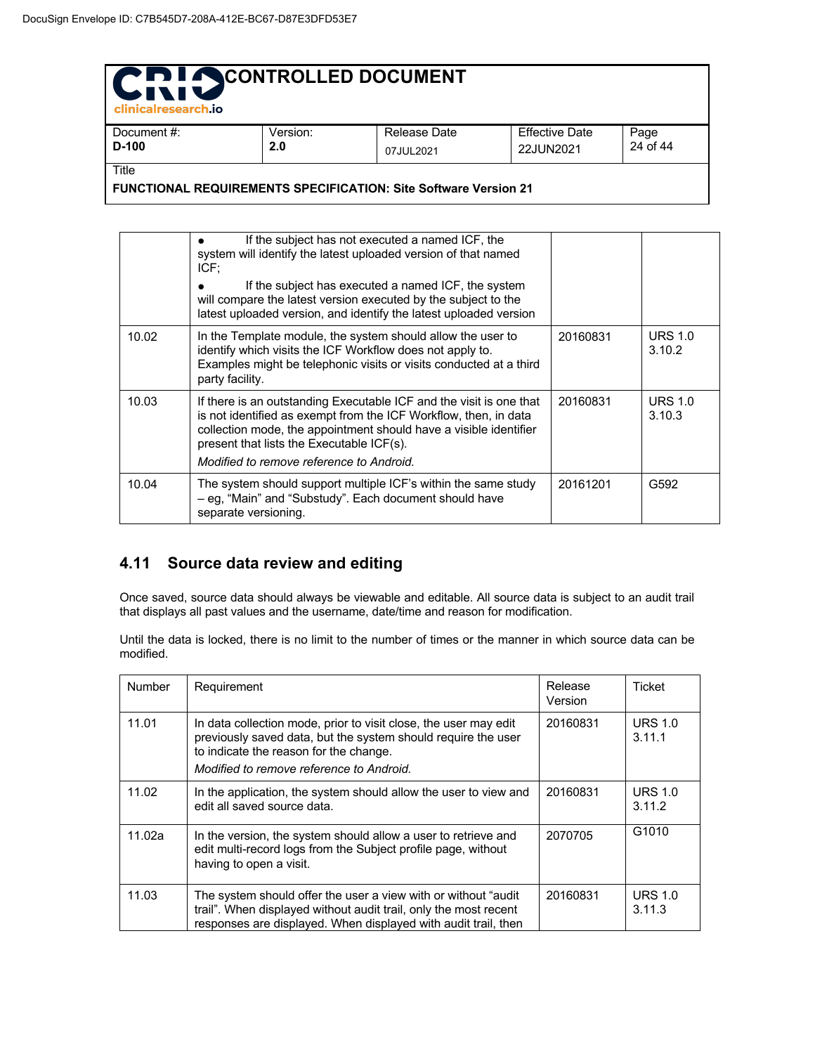| | | | |
|---|---|---|---|
| | • If the subject has not executed a named ICF, the system will identify the latest uploaded version of that named ICF;<br>• If the subject has executed a named ICF, the system will compare the latest version executed by the subject to the latest uploaded version, and identify the latest uploaded version | | |
| 10.02 | In the Template module, the system should allow the user to identify which visits the ICF Workflow does not apply to. Examples might be telephonic visits or visits conducted at a third party facility. | 20160831 | URS 1.0 3.10.2 |
| 10.03 | If there is an outstanding Executable ICF and the visit is one that is not identified as exempt from the ICF Workflow, then, in data collection mode, the appointment should have a visible identifier present that lists the Executable ICF(s).<br>*Modified to remove reference to Android.* | 20160831 | URS 1.0 3.10.3 |
| 10.04 | The system should support multiple ICF's within the same study – eg, "Main" and "Substudy". Each document should have separate versioning. | 20161201 | G592 |

## 4.11 Source data review and editing

Once saved, source data should always be viewable and editable. All source data is subject to an audit trail that displays all past values and the username, date/time and reason for modification.

Until the data is locked, there is no limit to the number of times or the manner in which source data can be modified.

| Number | Requirement | Release Version | Ticket |
|---|---|---|---|
| 11.01 | In data collection mode, prior to visit close, the user may edit previously saved data, but the system should require the user to indicate the reason for the change.<br>*Modified to remove reference to Android.* | 20160831 | URS 1.0 3.11.1 |
| 11.02 | In the application, the system should allow the user to view and edit all saved source data. | 20160831 | URS 1.0 3.11.2 |
| 11.02a | In the version, the system should allow a user to retrieve and edit multi-record logs from the Subject profile page, without having to open a visit. | 2070705 | G1010 |
| 11.03 | The system should offer the user a view with or without "audit trail". When displayed without audit trail, only the most recent responses are displayed. When displayed with audit trail, then | 20160831 | URS 1.0 3.11.3 |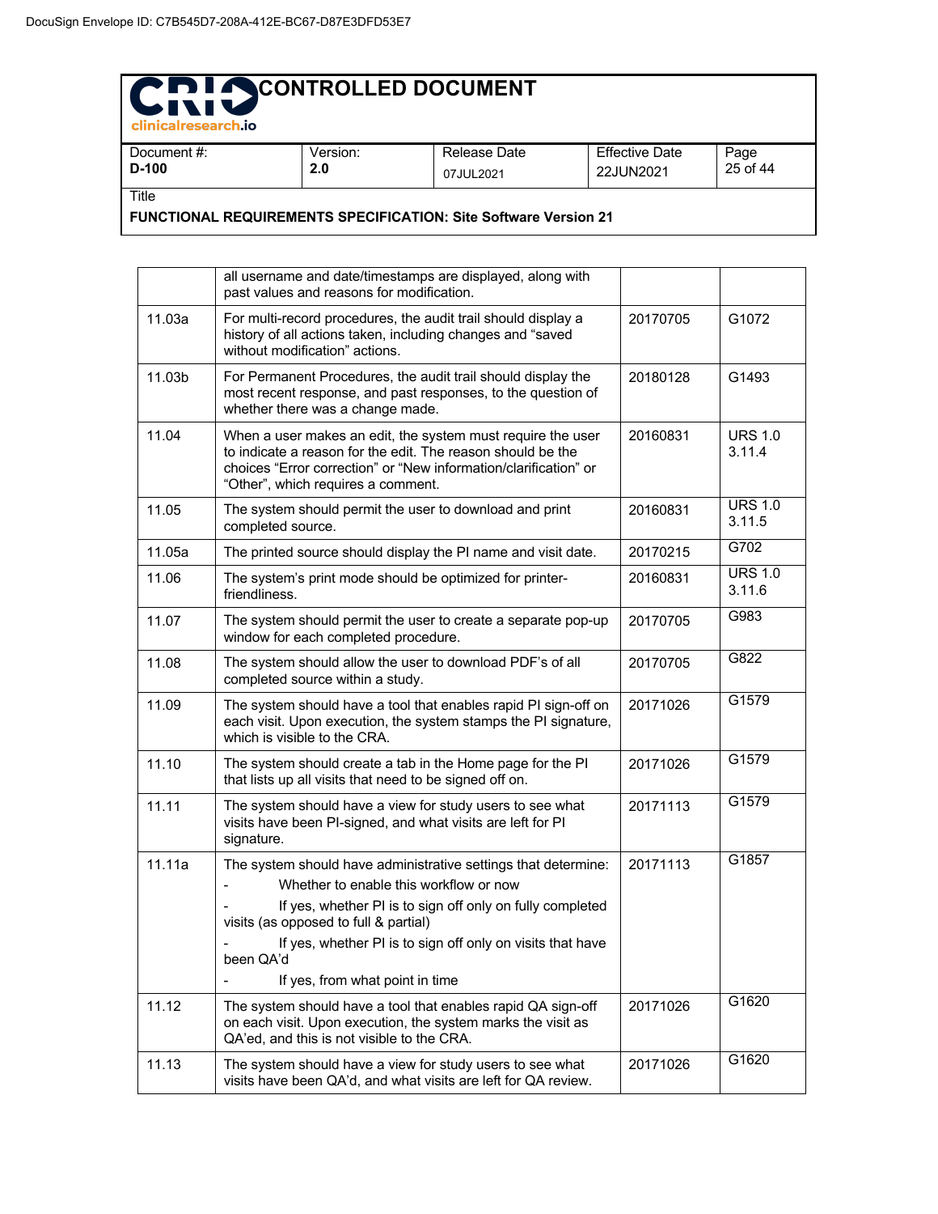| | | | |
|---|---|---|---|
| | all username and date/timestamps are displayed, along with past values and reasons for modification. | | |
| 11.03a | For multi-record procedures, the audit trail should display a history of all actions taken, including changes and “saved without modification” actions. | 20170705 | G1072 |
| 11.03b | For Permanent Procedures, the audit trail should display the most recent response, and past responses, to the question of whether there was a change made. | 20180128 | G1493 |
| 11.04 | When a user makes an edit, the system must require the user to indicate a reason for the edit. The reason should be the choices “Error correction” or “New information/clarification” or “Other”, which requires a comment. | 20160831 | URS 1.0 3.11.4 |
| 11.05 | The system should permit the user to download and print completed source. | 20160831 | URS 1.0 3.11.5 |
| 11.05a | The printed source should display the PI name and visit date. | 20170215 | G702 |
| 11.06 | The system’s print mode should be optimized for printer-friendliness. | 20160831 | URS 1.0 3.11.6 |
| 11.07 | The system should permit the user to create a separate pop-up window for each completed procedure. | 20170705 | G983 |
| 11.08 | The system should allow the user to download PDF’s of all completed source within a study. | 20170705 | G822 |
| 11.09 | The system should have a tool that enables rapid PI sign-off on each visit. Upon execution, the system stamps the PI signature, which is visible to the CRA. | 20171026 | G1579 |
| 11.10 | The system should create a tab in the Home page for the PI that lists up all visits that need to be signed off on. | 20171026 | G1579 |
| 11.11 | The system should have a view for study users to see what visits have been PI-signed, and what visits are left for PI signature. | 20171113 | G1579 |
| 11.11a | The system should have administrative settings that determine:<br>- Whether to enable this workflow or now<br>- If yes, whether PI is to sign off only on fully completed visits (as opposed to full & partial)<br>- If yes, whether PI is to sign off only on visits that have been QA’d<br>- If yes, from what point in time | 20171113 | G1857 |
| 11.12 | The system should have a tool that enables rapid QA sign-off on each visit. Upon execution, the system marks the visit as QA’ed, and this is not visible to the CRA. | 20171026 | G1620 |
| 11.13 | The system should have a view for study users to see what visits have been QA’d, and what visits are left for QA review. | 20171026 | G1620 |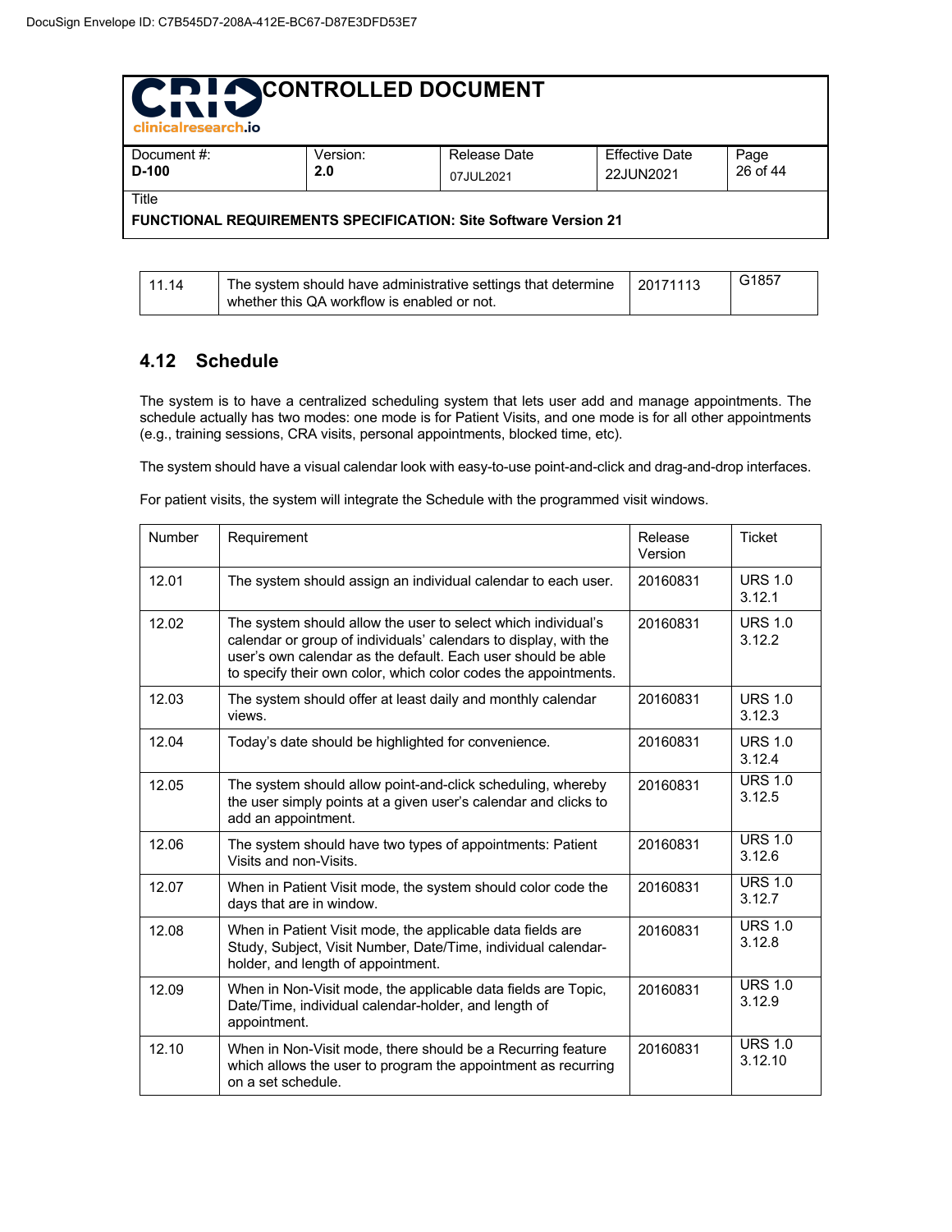| | | | |
|---|---|---|---|
| 11.14 | The system should have administrative settings that determine whether this QA workflow is enabled or not. | 20171113 | G1857 |

## 4.12 Schedule

The system is to have a centralized scheduling system that lets user add and manage appointments. The schedule actually has two modes: one mode is for Patient Visits, and one mode is for all other appointments (e.g., training sessions, CRA visits, personal appointments, blocked time, etc).

The system should have a visual calendar look with easy-to-use point-and-click and drag-and-drop interfaces.

For patient visits, the system will integrate the Schedule with the programmed visit windows.

| Number | Requirement | Release Version | Ticket |
|---|---|---|---|
| 12.01 | The system should assign an individual calendar to each user. | 20160831 | URS 1.0 3.12.1 |
| 12.02 | The system should allow the user to select which individual's calendar or group of individuals' calendars to display, with the user's own calendar as the default. Each user should be able to specify their own color, which color codes the appointments. | 20160831 | URS 1.0 3.12.2 |
| 12.03 | The system should offer at least daily and monthly calendar views. | 20160831 | URS 1.0 3.12.3 |
| 12.04 | Today's date should be highlighted for convenience. | 20160831 | URS 1.0 3.12.4 |
| 12.05 | The system should allow point-and-click scheduling, whereby the user simply points at a given user's calendar and clicks to add an appointment. | 20160831 | URS 1.0 3.12.5 |
| 12.06 | The system should have two types of appointments: Patient Visits and non-Visits. | 20160831 | URS 1.0 3.12.6 |
| 12.07 | When in Patient Visit mode, the system should color code the days that are in window. | 20160831 | URS 1.0 3.12.7 |
| 12.08 | When in Patient Visit mode, the applicable data fields are Study, Subject, Visit Number, Date/Time, individual calendar-holder, and length of appointment. | 20160831 | URS 1.0 3.12.8 |
| 12.09 | When in Non-Visit mode, the applicable data fields are Topic, Date/Time, individual calendar-holder, and length of appointment. | 20160831 | URS 1.0 3.12.9 |
| 12.10 | When in Non-Visit mode, there should be a Recurring feature which allows the user to program the appointment as recurring on a set schedule. | 20160831 | URS 1.0 3.12.10 |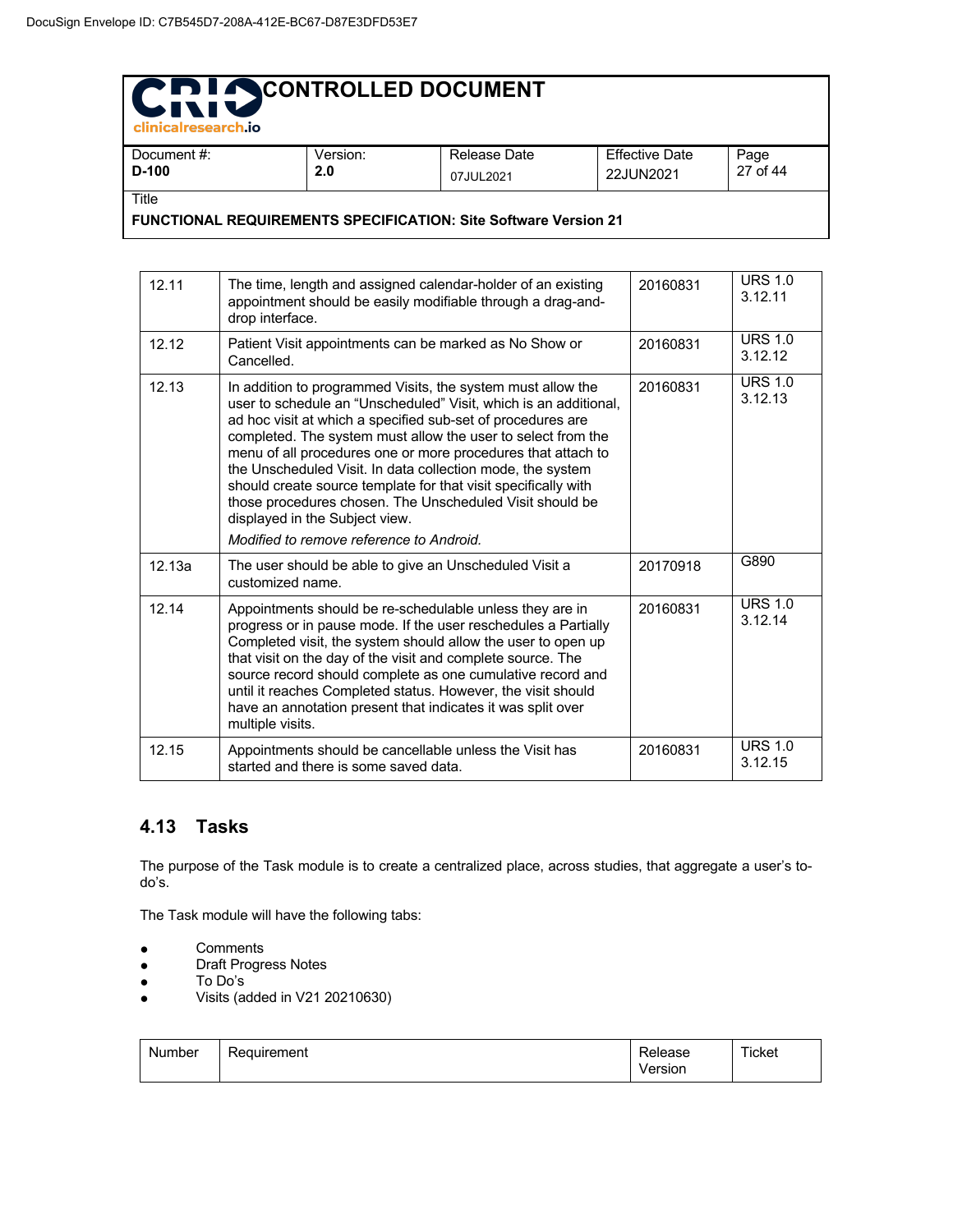| | | | |
|---|---|---|---|
| 12.11 | The time, length and assigned calendar-holder of an existing appointment should be easily modifiable through a drag-and-drop interface. | 20160831 | URS 1.0 3.12.11 |
| 12.12 | Patient Visit appointments can be marked as No Show or Cancelled. | 20160831 | URS 1.0 3.12.12 |
| 12.13 | In addition to programmed Visits, the system must allow the user to schedule an "Unscheduled" Visit, which is an additional, ad hoc visit at which a specified sub-set of procedures are completed. The system must allow the user to select from the menu of all procedures one or more procedures that attach to the Unscheduled Visit. In data collection mode, the system should create source template for that visit specifically with those procedures chosen. The Unscheduled Visit should be displayed in the Subject view.<br>*Modified to remove reference to Android.* | 20160831 | URS 1.0 3.12.13 |
| 12.13a | The user should be able to give an Unscheduled Visit a customized name. | 20170918 | G890 |
| 12.14 | Appointments should be re-schedulable unless they are in progress or in pause mode. If the user reschedules a Partially Completed visit, the system should allow the user to open up that visit on the day of the visit and complete source. The source record should complete as one cumulative record and until it reaches Completed status. However, the visit should have an annotation present that indicates it was split over multiple visits. | 20160831 | URS 1.0 3.12.14 |
| 12.15 | Appointments should be cancellable unless the Visit has started and there is some saved data. | 20160831 | URS 1.0 3.12.15 |

## 4.13 Tasks

The purpose of the Task module is to create a centralized place, across studies, that aggregate a user's to-do's.

The Task module will have the following tabs:

- Comments
- Draft Progress Notes
- To Do's
- Visits (added in V21 20210630)

| Number | Requirement | Release Version | Ticket |
|---|---|---|---|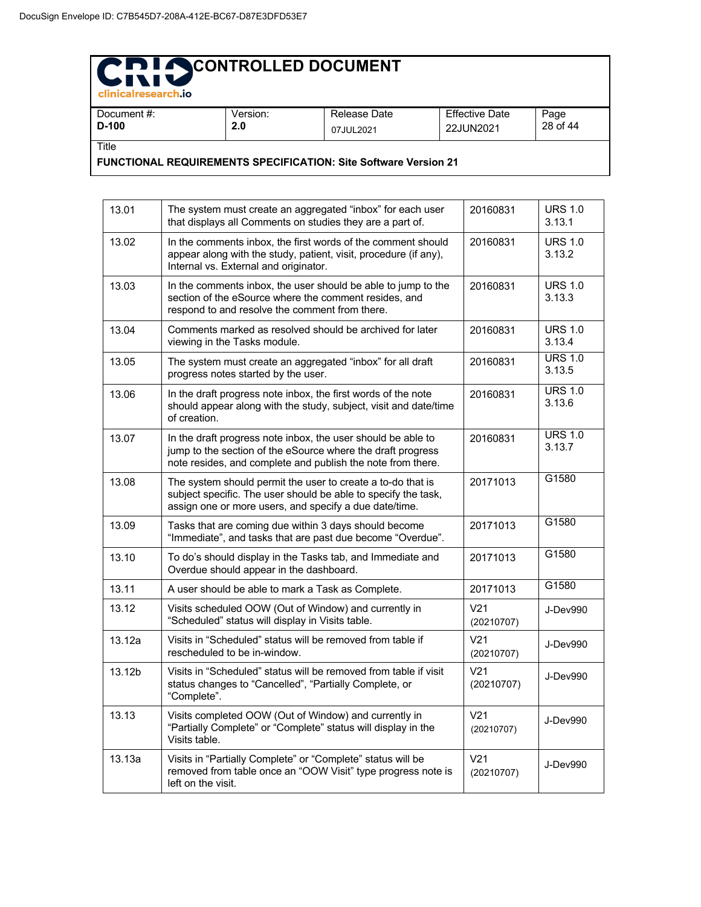| | | | |
|---|---|---|---|
| 13.01 | The system must create an aggregated "inbox" for each user that displays all Comments on studies they are a part of. | 20160831 | URS 1.0 3.13.1 |
| 13.02 | In the comments inbox, the first words of the comment should appear along with the study, patient, visit, procedure (if any), Internal vs. External and originator. | 20160831 | URS 1.0 3.13.2 |
| 13.03 | In the comments inbox, the user should be able to jump to the section of the eSource where the comment resides, and respond to and resolve the comment from there. | 20160831 | URS 1.0 3.13.3 |
| 13.04 | Comments marked as resolved should be archived for later viewing in the Tasks module. | 20160831 | URS 1.0 3.13.4 |
| 13.05 | The system must create an aggregated "inbox" for all draft progress notes started by the user. | 20160831 | URS 1.0 3.13.5 |
| 13.06 | In the draft progress note inbox, the first words of the note should appear along with the study, subject, visit and date/time of creation. | 20160831 | URS 1.0 3.13.6 |
| 13.07 | In the draft progress note inbox, the user should be able to jump to the section of the eSource where the draft progress note resides, and complete and publish the note from there. | 20160831 | URS 1.0 3.13.7 |
| 13.08 | The system should permit the user to create a to-do that is subject specific. The user should be able to specify the task, assign one or more users, and specify a due date/time. | 20171013 | G1580 |
| 13.09 | Tasks that are coming due within 3 days should become "Immediate", and tasks that are past due become "Overdue". | 20171013 | G1580 |
| 13.10 | To do's should display in the Tasks tab, and Immediate and Overdue should appear in the dashboard. | 20171013 | G1580 |
| 13.11 | A user should be able to mark a Task as Complete. | 20171013 | G1580 |
| 13.12 | Visits scheduled OOW (Out of Window) and currently in "Scheduled" status will display in Visits table. | V21 (20210707) | J-Dev990 |
| 13.12a | Visits in "Scheduled" status will be removed from table if rescheduled to be in-window. | V21 (20210707) | J-Dev990 |
| 13.12b | Visits in "Scheduled" status will be removed from table if visit status changes to "Cancelled", "Partially Complete, or "Complete". | V21 (20210707) | J-Dev990 |
| 13.13 | Visits completed OOW (Out of Window) and currently in "Partially Complete" or "Complete" status will display in the Visits table. | V21 (20210707) | J-Dev990 |
| 13.13a | Visits in "Partially Complete" or "Complete" status will be removed from table once an "OOW Visit" type progress note is left on the visit. | V21 (20210707) | J-Dev990 |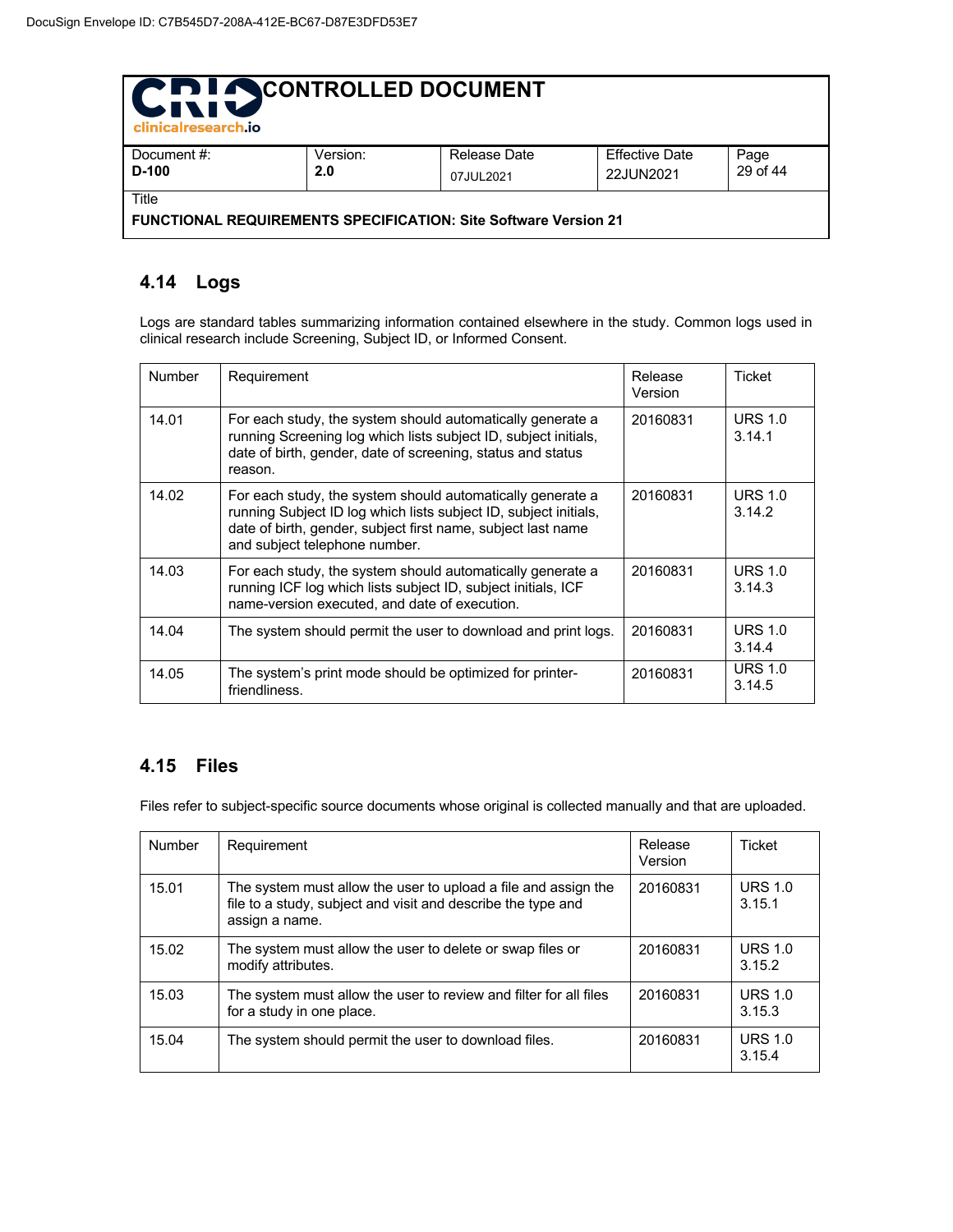## 4.14 Logs

Logs are standard tables summarizing information contained elsewhere in the study. Common logs used in clinical research include Screening, Subject ID, or Informed Consent.

| Number | Requirement | Release Version | Ticket |
|---|---|---|---|
| 14.01 | For each study, the system should automatically generate a running Screening log which lists subject ID, subject initials, date of birth, gender, date of screening, status and status reason. | 20160831 | URS 1.0 3.14.1 |
| 14.02 | For each study, the system should automatically generate a running Subject ID log which lists subject ID, subject initials, date of birth, gender, subject first name, subject last name and subject telephone number. | 20160831 | URS 1.0 3.14.2 |
| 14.03 | For each study, the system should automatically generate a running ICF log which lists subject ID, subject initials, ICF name-version executed, and date of execution. | 20160831 | URS 1.0 3.14.3 |
| 14.04 | The system should permit the user to download and print logs. | 20160831 | URS 1.0 3.14.4 |
| 14.05 | The system's print mode should be optimized for printer-friendliness. | 20160831 | URS 1.0 3.14.5 |

## 4.15 Files

Files refer to subject-specific source documents whose original is collected manually and that are uploaded.

| Number | Requirement | Release Version | Ticket |
|---|---|---|---|
| 15.01 | The system must allow the user to upload a file and assign the file to a study, subject and visit and describe the type and assign a name. | 20160831 | URS 1.0 3.15.1 |
| 15.02 | The system must allow the user to delete or swap files or modify attributes. | 20160831 | URS 1.0 3.15.2 |
| 15.03 | The system must allow the user to review and filter for all files for a study in one place. | 20160831 | URS 1.0 3.15.3 |
| 15.04 | The system should permit the user to download files. | 20160831 | URS 1.0 3.15.4 |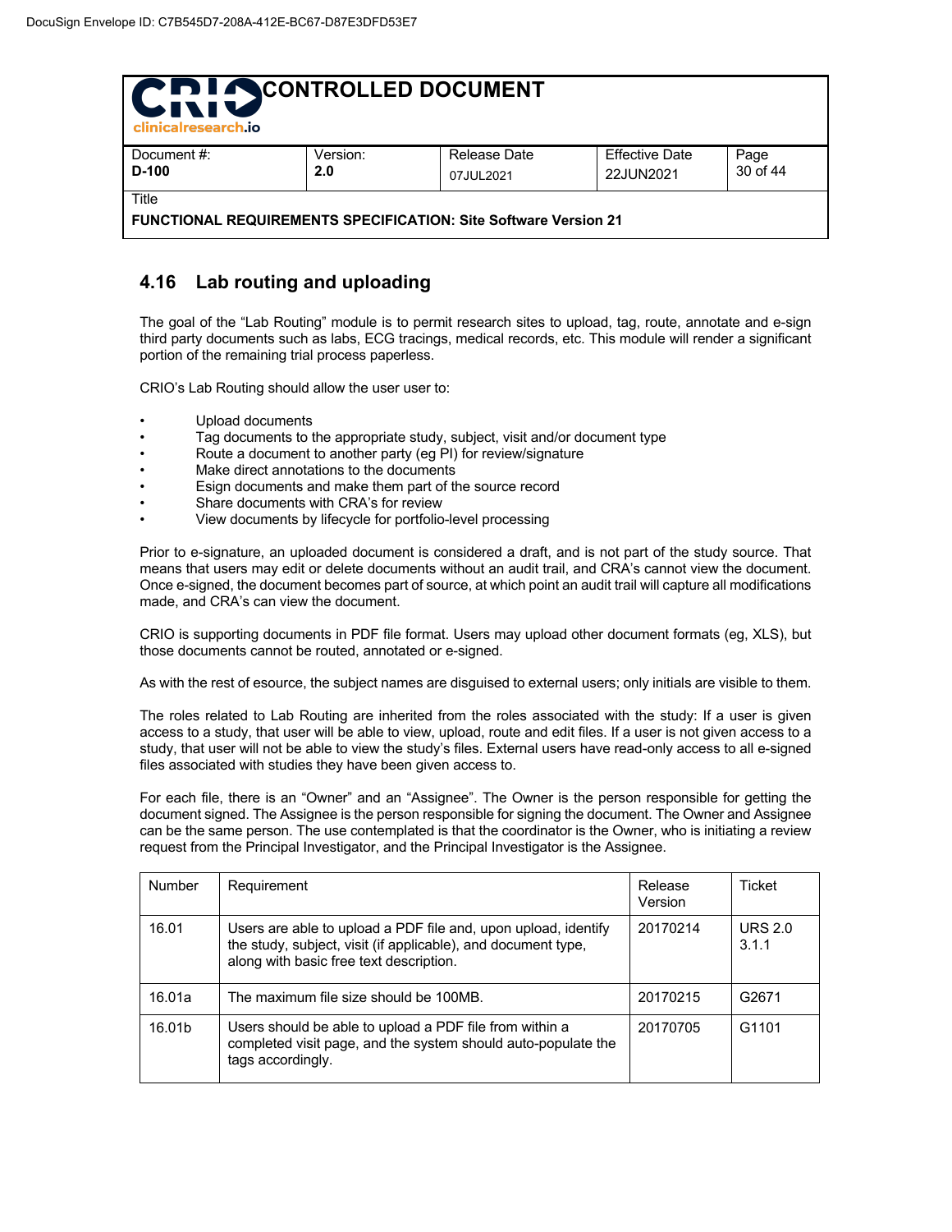## 4.16 Lab routing and uploading

The goal of the "Lab Routing" module is to permit research sites to upload, tag, route, annotate and e-sign third party documents such as labs, ECG tracings, medical records, etc. This module will render a significant portion of the remaining trial process paperless.

CRIO's Lab Routing should allow the user user to:

- Upload documents
- Tag documents to the appropriate study, subject, visit and/or document type
- Route a document to another party (eg PI) for review/signature
- Make direct annotations to the documents
- Esign documents and make them part of the source record
- Share documents with CRA's for review
- View documents by lifecycle for portfolio-level processing

Prior to e-signature, an uploaded document is considered a draft, and is not part of the study source. That means that users may edit or delete documents without an audit trail, and CRA's cannot view the document. Once e-signed, the document becomes part of source, at which point an audit trail will capture all modifications made, and CRA's can view the document.

CRIO is supporting documents in PDF file format. Users may upload other document formats (eg, XLS), but those documents cannot be routed, annotated or e-signed.

As with the rest of esource, the subject names are disguised to external users; only initials are visible to them.

The roles related to Lab Routing are inherited from the roles associated with the study: If a user is given access to a study, that user will be able to view, upload, route and edit files. If a user is not given access to a study, that user will not be able to view the study's files. External users have read-only access to all e-signed files associated with studies they have been given access to.

For each file, there is an "Owner" and an "Assignee". The Owner is the person responsible for getting the document signed. The Assignee is the person responsible for signing the document. The Owner and Assignee can be the same person. The use contemplated is that the coordinator is the Owner, who is initiating a review request from the Principal Investigator, and the Principal Investigator is the Assignee.

| Number | Requirement | Release Version | Ticket |
|---|---|---|---|
| 16.01 | Users are able to upload a PDF file and, upon upload, identify the study, subject, visit (if applicable), and document type, along with basic free text description. | 20170214 | URS 2.0 3.1.1 |
| 16.01a | The maximum file size should be 100MB. | 20170215 | G2671 |
| 16.01b | Users should be able to upload a PDF file from within a completed visit page, and the system should auto-populate the tags accordingly. | 20170705 | G1101 |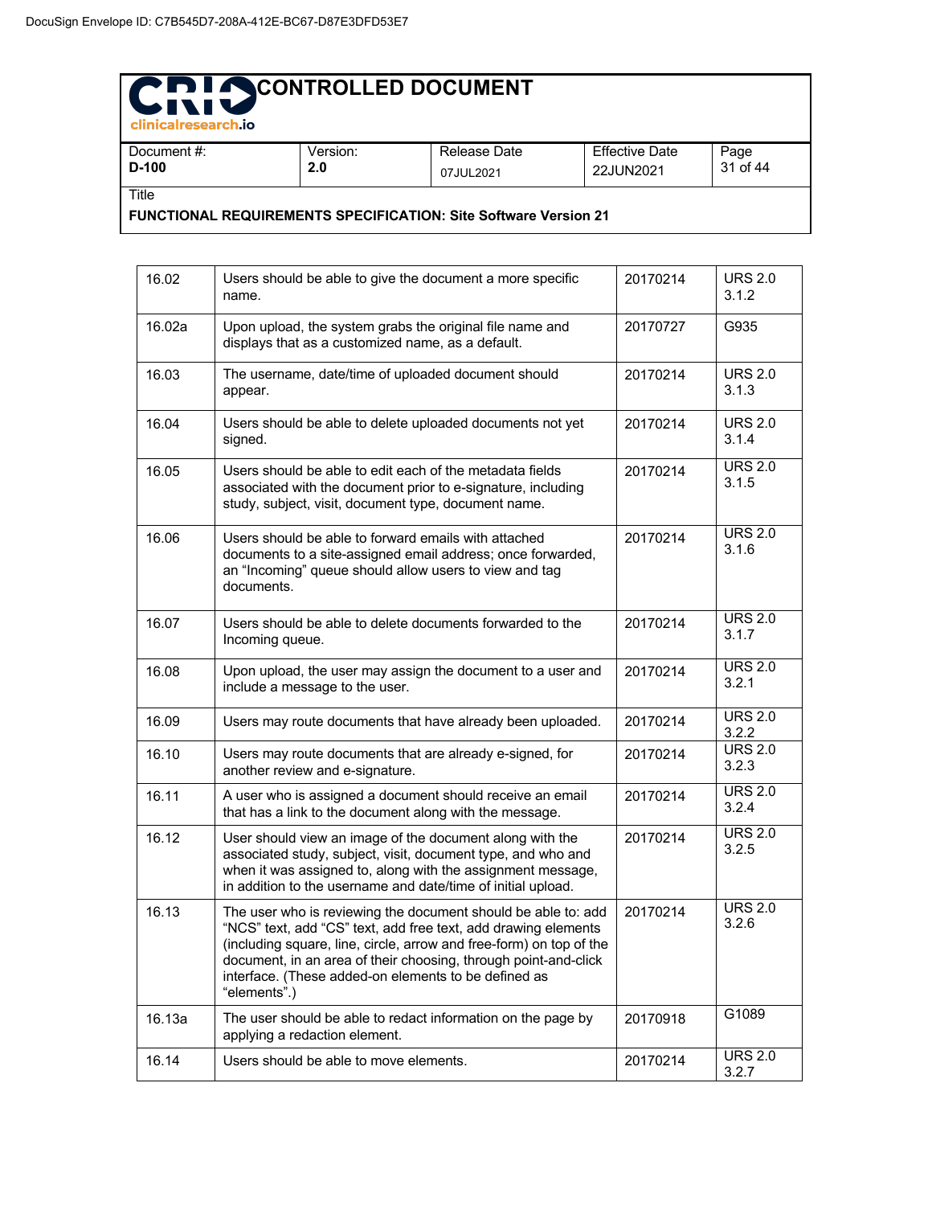| 16.02 | Users should be able to give the document a more specific name. | 20170214 | URS 2.0 3.1.2 |
|---|---|---|---|
| 16.02a | Upon upload, the system grabs the original file name and displays that as a customized name, as a default. | 20170727 | G935 |
| 16.03 | The username, date/time of uploaded document should appear. | 20170214 | URS 2.0 3.1.3 |
| 16.04 | Users should be able to delete uploaded documents not yet signed. | 20170214 | URS 2.0 3.1.4 |
| 16.05 | Users should be able to edit each of the metadata fields associated with the document prior to e-signature, including study, subject, visit, document type, document name. | 20170214 | URS 2.0 3.1.5 |
| 16.06 | Users should be able to forward emails with attached documents to a site-assigned email address; once forwarded, an “Incoming” queue should allow users to view and tag documents. | 20170214 | URS 2.0 3.1.6 |
| 16.07 | Users should be able to delete documents forwarded to the Incoming queue. | 20170214 | URS 2.0 3.1.7 |
| 16.08 | Upon upload, the user may assign the document to a user and include a message to the user. | 20170214 | URS 2.0 3.2.1 |
| 16.09 | Users may route documents that have already been uploaded. | 20170214 | URS 2.0 3.2.2 |
| 16.10 | Users may route documents that are already e-signed, for another review and e-signature. | 20170214 | URS 2.0 3.2.3 |
| 16.11 | A user who is assigned a document should receive an email that has a link to the document along with the message. | 20170214 | URS 2.0 3.2.4 |
| 16.12 | User should view an image of the document along with the associated study, subject, visit, document type, and who and when it was assigned to, along with the assignment message, in addition to the username and date/time of initial upload. | 20170214 | URS 2.0 3.2.5 |
| 16.13 | The user who is reviewing the document should be able to: add “NCS” text, add “CS” text, add free text, add drawing elements (including square, line, circle, arrow and free-form) on top of the document, in an area of their choosing, through point-and-click interface. (These added-on elements to be defined as “elements”.) | 20170214 | URS 2.0 3.2.6 |
| 16.13a | The user should be able to redact information on the page by applying a redaction element. | 20170918 | G1089 |
| 16.14 | Users should be able to move elements. | 20170214 | URS 2.0 3.2.7 |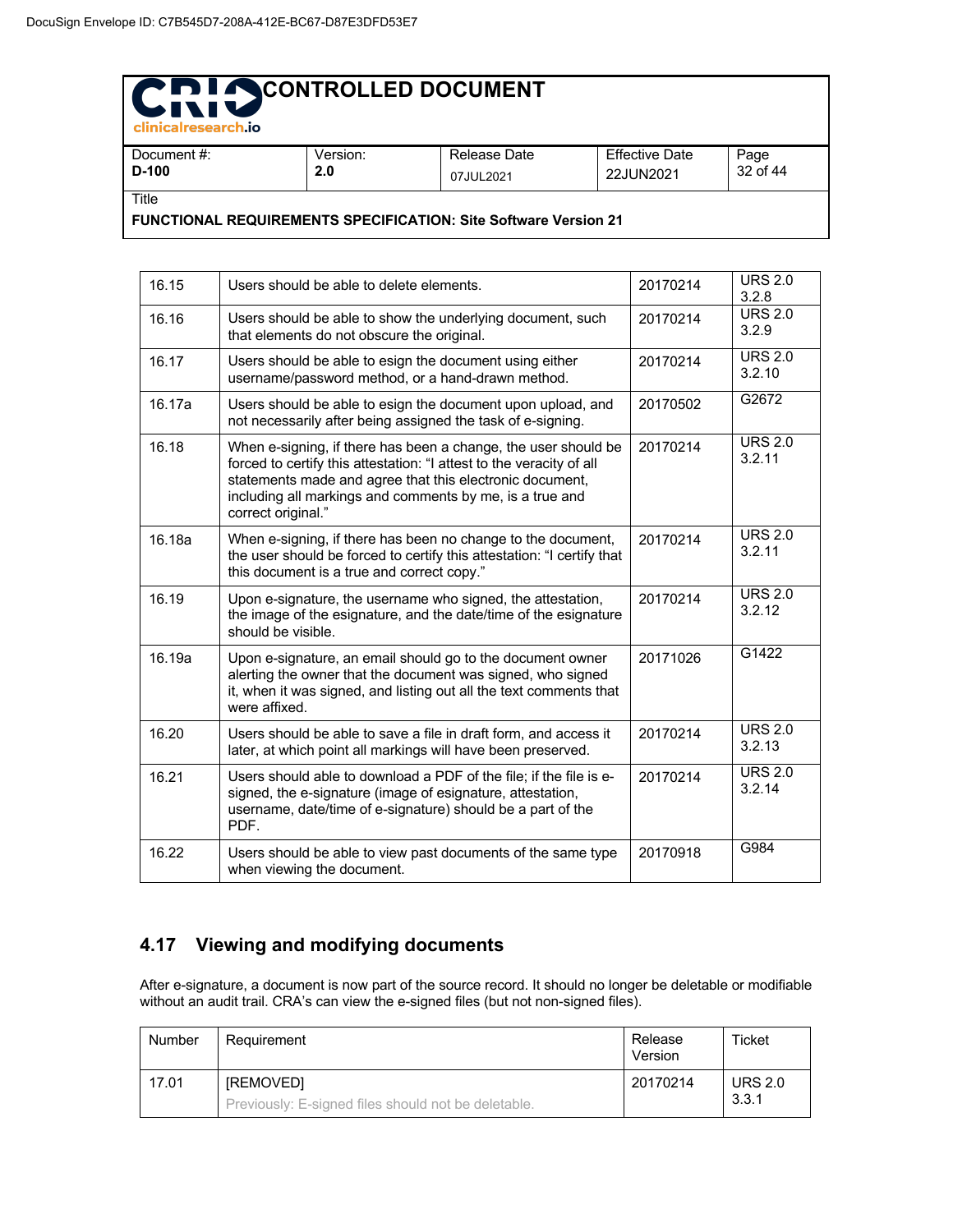| | | | |
|---|---|---|---|
| 16.15 | Users should be able to delete elements. | 20170214 | URS 2.0 3.2.8 |
| 16.16 | Users should be able to show the underlying document, such that elements do not obscure the original. | 20170214 | URS 2.0 3.2.9 |
| 16.17 | Users should be able to esign the document using either username/password method, or a hand-drawn method. | 20170214 | URS 2.0 3.2.10 |
| 16.17a | Users should be able to esign the document upon upload, and not necessarily after being assigned the task of e-signing. | 20170502 | G2672 |
| 16.18 | When e-signing, if there has been a change, the user should be forced to certify this attestation: "I attest to the veracity of all statements made and agree that this electronic document, including all markings and comments by me, is a true and correct original." | 20170214 | URS 2.0 3.2.11 |
| 16.18a | When e-signing, if there has been no change to the document, the user should be forced to certify this attestation: "I certify that this document is a true and correct copy." | 20170214 | URS 2.0 3.2.11 |
| 16.19 | Upon e-signature, the username who signed, the attestation, the image of the esignature, and the date/time of the signature should be visible. | 20170214 | URS 2.0 3.2.12 |
| 16.19a | Upon e-signature, an email should go to the document owner alerting the owner that the document was signed, who signed it, when it was signed, and listing out all the text comments that were affixed. | 20171026 | G1422 |
| 16.20 | Users should be able to save a file in draft form, and access it later, at which point all markings will have been preserved. | 20170214 | URS 2.0 3.2.13 |
| 16.21 | Users should able to download a PDF of the file; if the file is e-signed, the e-signature (image of esignature, attestation, username, date/time of e-signature) should be a part of the PDF. | 20170214 | URS 2.0 3.2.14 |
| 16.22 | Users should be able to view past documents of the same type when viewing the document. | 20170918 | G984 |

## 4.17 Viewing and modifying documents

After e-signature, a document is now part of the source record. It should no longer be deletable or modifiable without an audit trail. CRA's can view the e-signed files (but not non-signed files).

| Number | Requirement | Release Version | Ticket |
|---|---|---|---|
| 17.01 | [REMOVED]<br>Previously: E-signed files should not be deletable. | 20170214 | URS 2.0 3.3.1 |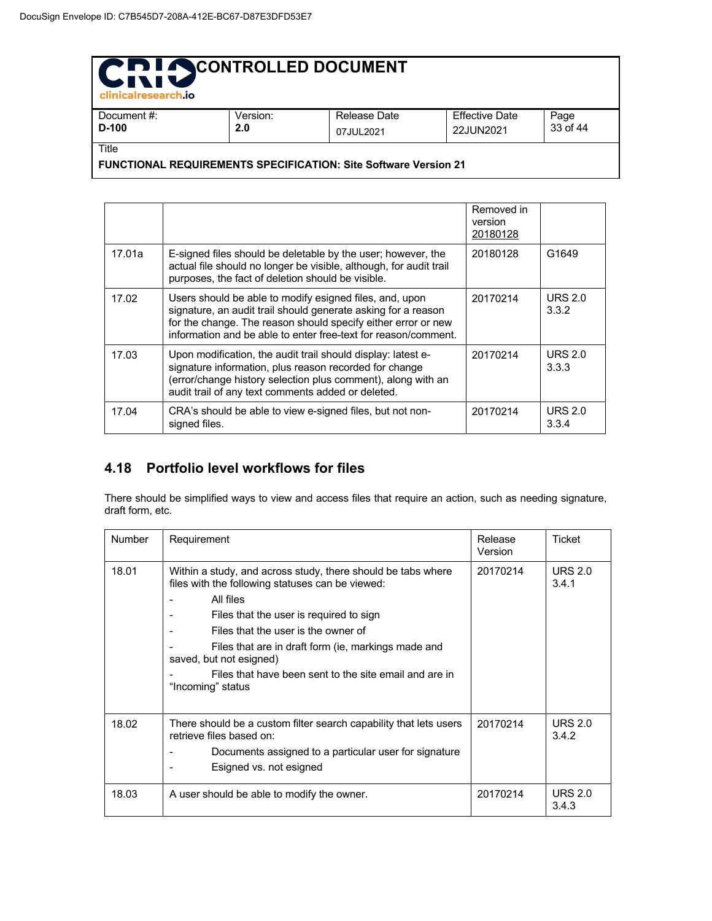| | | Removed in version 20180128 | |
|---|---|---|---|
| 17.01a | E-signed files should be deletable by the user; however, the actual file should no longer be visible, although, for audit trail purposes, the fact of deletion should be visible. | 20180128 | G1649 |
| 17.02 | Users should be able to modify esigned files, and, upon signature, an audit trail should generate asking for a reason for the change. The reason should specify either error or new information and be able to enter free-text for reason/comment. | 20170214 | URS 2.0 3.3.2 |
| 17.03 | Upon modification, the audit trail should display: latest e-signature information, plus reason recorded for change (error/change history selection plus comment), along with an audit trail of any text comments added or deleted. | 20170214 | URS 2.0 3.3.3 |
| 17.04 | CRA's should be able to view e-signed files, but not non-signed files. | 20170214 | URS 2.0 3.3.4 |

## 4.18 Portfolio level workflows for files

There should be simplified ways to view and access files that require an action, such as needing signature, draft form, etc.

| Number | Requirement | Release Version | Ticket |
|---|---|---|---|
| 18.01 | Within a study, and across study, there should be tabs where files with the following statuses can be viewed:<br>- All files<br>- Files that the user is required to sign<br>- Files that the user is the owner of<br>- Files that are in draft form (ie, markings made and saved, but not esigned)<br>- Files that have been sent to the site email and are in "Incoming" status | 20170214 | URS 2.0 3.4.1 |
| 18.02 | There should be a custom filter search capability that lets users retrieve files based on:<br>- Documents assigned to a particular user for signature<br>- Esigned vs. not esigned | 20170214 | URS 2.0 3.4.2 |
| 18.03 | A user should be able to modify the owner. | 20170214 | URS 2.0 3.4.3 |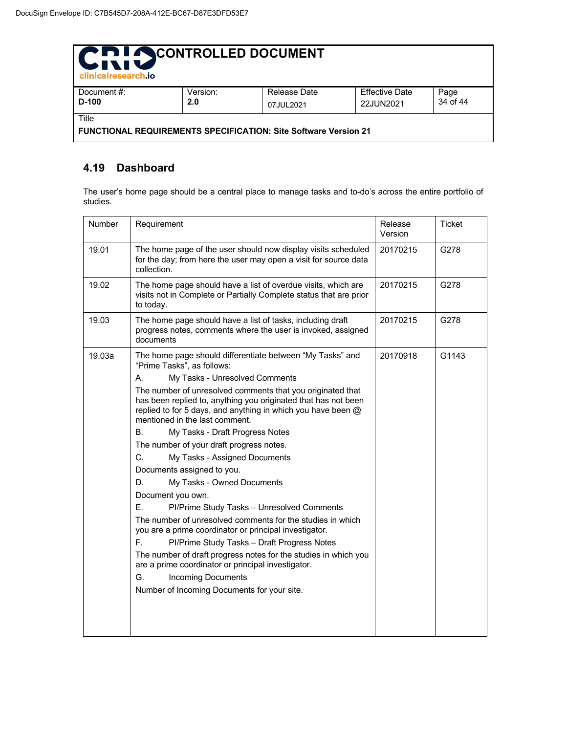## 4.19 Dashboard

The user's home page should be a central place to manage tasks and to-do's across the entire portfolio of studies.

| Number | Requirement | Release Version | Ticket |
|---|---|---|---|
| 19.01 | The home page of the user should now display visits scheduled for the day; from here the user may open a visit for source data collection. | 20170215 | G278 |
| 19.02 | The home page should have a list of overdue visits, which are visits not in Complete or Partially Complete status that are prior to today. | 20170215 | G278 |
| 19.03 | The home page should have a list of tasks, including draft progress notes, comments where the user is invoked, assigned documents | 20170215 | G278 |
| 19.03a | The home page should differentiate between "My Tasks" and "Prime Tasks", as follows:<br>A. My Tasks - Unresolved Comments<br>The number of unresolved comments that you originated that has been replied to, anything you originated that has not been replied to for 5 days, and anything in which you have been @ mentioned in the last comment.<br>B. My Tasks - Draft Progress Notes<br>The number of your draft progress notes.<br>C. My Tasks - Assigned Documents<br>Documents assigned to you.<br>D. My Tasks - Owned Documents<br>Document you own.<br>E. PI/Prime Study Tasks – Unresolved Comments<br>The number of unresolved comments for the studies in which you are a prime coordinator or principal investigator.<br>F. PI/Prime Study Tasks – Draft Progress Notes<br>The number of draft progress notes for the studies in which you are a prime coordinator or principal investigator.<br>G. Incoming Documents<br>Number of Incoming Documents for your site. | 20170918 | G1143 |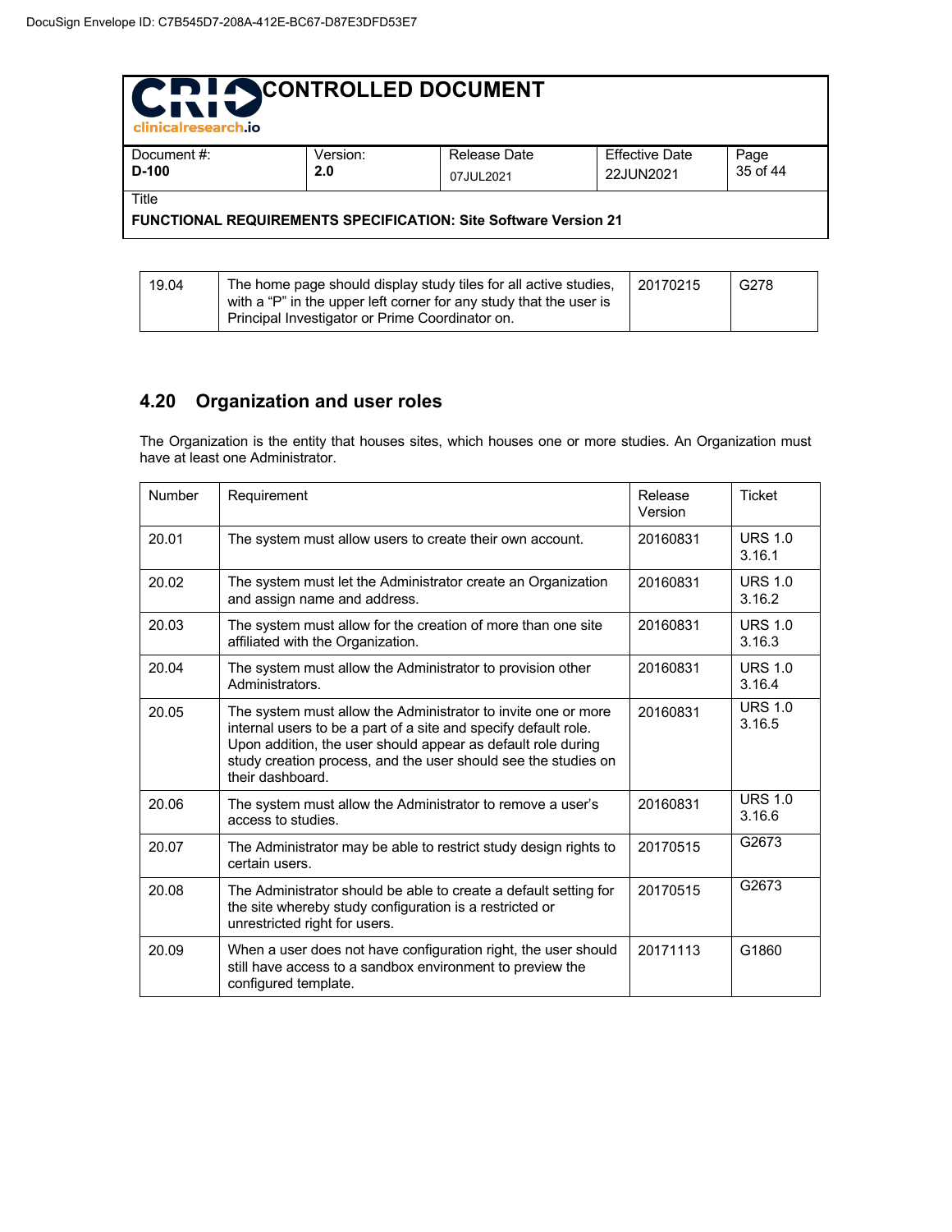| | | | |
|---|---|---|---|
| 19.04 | The home page should display study tiles for all active studies, with a "P" in the upper left corner for any study that the user is Principal Investigator or Prime Coordinator on. | 20170215 | G278 |

## 4.20 Organization and user roles

The Organization is the entity that houses sites, which houses one or more studies. An Organization must have at least one Administrator.

| Number | Requirement | Release Version | Ticket |
|---|---|---|---|
| 20.01 | The system must allow users to create their own account. | 20160831 | URS 1.0 3.16.1 |
| 20.02 | The system must let the Administrator create an Organization and assign name and address. | 20160831 | URS 1.0 3.16.2 |
| 20.03 | The system must allow for the creation of more than one site affiliated with the Organization. | 20160831 | URS 1.0 3.16.3 |
| 20.04 | The system must allow the Administrator to provision other Administrators. | 20160831 | URS 1.0 3.16.4 |
| 20.05 | The system must allow the Administrator to invite one or more internal users to be a part of a site and specify default role. Upon addition, the user should appear as default role during study creation process, and the user should see the studies on their dashboard. | 20160831 | URS 1.0 3.16.5 |
| 20.06 | The system must allow the Administrator to remove a user's access to studies. | 20160831 | URS 1.0 3.16.6 |
| 20.07 | The Administrator may be able to restrict study design rights to certain users. | 20170515 | G2673 |
| 20.08 | The Administrator should be able to create a default setting for the site whereby study configuration is a restricted or unrestricted right for users. | 20170515 | G2673 |
| 20.09 | When a user does not have configuration right, the user should still have access to a sandbox environment to preview the configured template. | 20171113 | G1860 |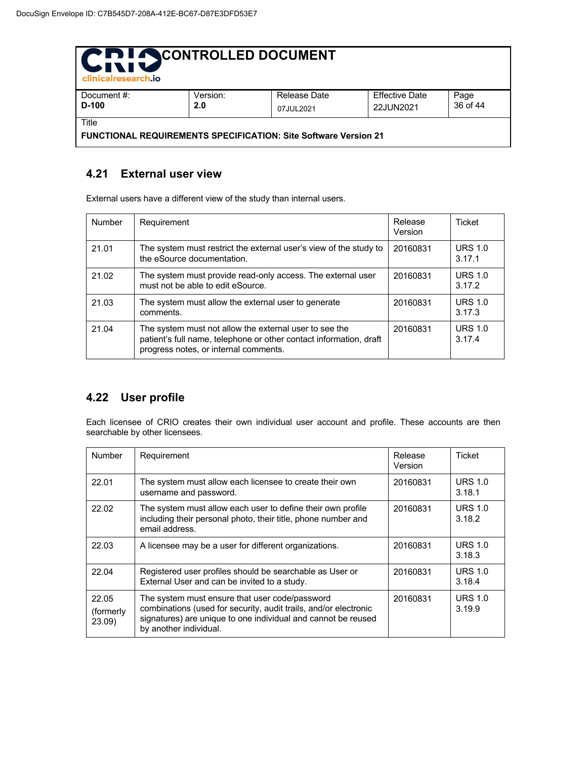## 4.21 External user view

External users have a different view of the study than internal users.

| Number | Requirement | Release Version | Ticket |
|---|---|---|---|
| 21.01 | The system must restrict the external user's view of the study to the eSource documentation. | 20160831 | URS 1.0 3.17.1 |
| 21.02 | The system must provide read-only access. The external user must not be able to edit eSource. | 20160831 | URS 1.0 3.17.2 |
| 21.03 | The system must allow the external user to generate comments. | 20160831 | URS 1.0 3.17.3 |
| 21.04 | The system must not allow the external user to see the patient's full name, telephone or other contact information, draft progress notes, or internal comments. | 20160831 | URS 1.0 3.17.4 |

## 4.22 User profile

Each licensee of CRIO creates their own individual user account and profile. These accounts are then searchable by other licensees.

| Number | Requirement | Release Version | Ticket |
|---|---|---|---|
| 22.01 | The system must allow each licensee to create their own username and password. | 20160831 | URS 1.0 3.18.1 |
| 22.02 | The system must allow each user to define their own profile including their personal photo, their title, phone number and email address. | 20160831 | URS 1.0 3.18.2 |
| 22.03 | A licensee may be a user for different organizations. | 20160831 | URS 1.0 3.18.3 |
| 22.04 | Registered user profiles should be searchable as User or External User and can be invited to a study. | 20160831 | URS 1.0 3.18.4 |
| 22.05 (formerly 23.09) | The system must ensure that user code/password combinations (used for security, audit trails, and/or electronic signatures) are unique to one individual and cannot be reused by another individual. | 20160831 | URS 1.0 3.19.9 |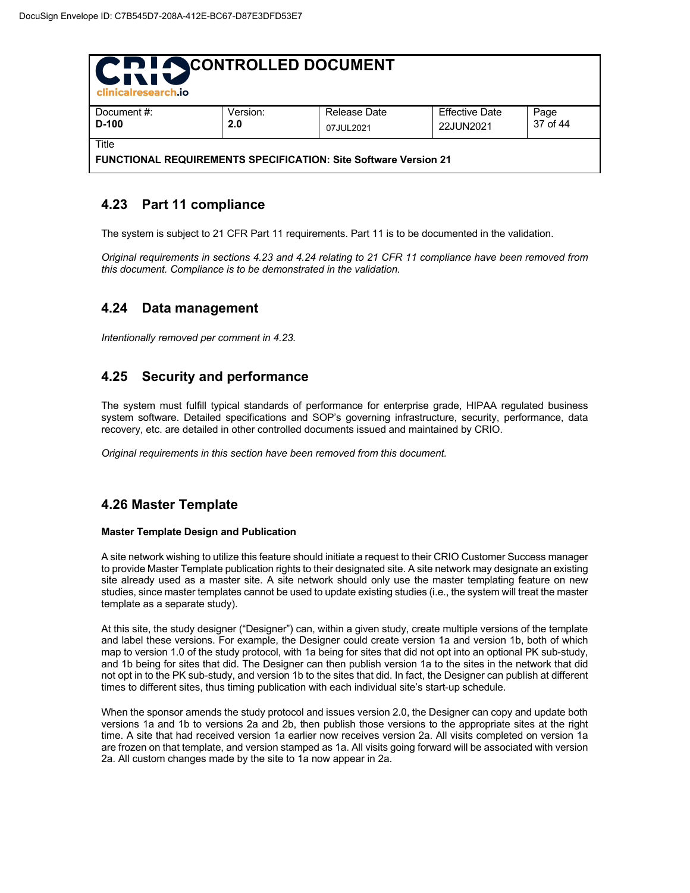## 4.23 Part 11 compliance

The system is subject to 21 CFR Part 11 requirements. Part 11 is to be documented in the validation.

*Original requirements in sections 4.23 and 4.24 relating to 21 CFR 11 compliance have been removed from this document. Compliance is to be demonstrated in the validation.*

## 4.24 Data management

*Intentionally removed per comment in 4.23.*

## 4.25 Security and performance

The system must fulfill typical standards of performance for enterprise grade, HIPAA regulated business system software. Detailed specifications and SOP's governing infrastructure, security, performance, data recovery, etc. are detailed in other controlled documents issued and maintained by CRIO.

*Original requirements in this section have been removed from this document.*

## 4.26 Master Template

**Master Template Design and Publication**

A site network wishing to utilize this feature should initiate a request to their CRIO Customer Success manager to provide Master Template publication rights to their designated site. A site network may designate an existing site already used as a master site. A site network should only use the master templating feature on new studies, since master templates cannot be used to update existing studies (i.e., the system will treat the master template as a separate study).

At this site, the study designer ("Designer") can, within a given study, create multiple versions of the template and label these versions. For example, the Designer could create version 1a and version 1b, both of which map to version 1.0 of the study protocol, with 1a being for sites that did not opt into an optional PK sub-study, and 1b being for sites that did. The Designer can then publish version 1a to the sites in the network that did not opt in to the PK sub-study, and version 1b to the sites that did. In fact, the Designer can publish at different times to different sites, thus timing publication with each individual site's start-up schedule.

When the sponsor amends the study protocol and issues version 2.0, the Designer can copy and update both versions 1a and 1b to versions 2a and 2b, then publish those versions to the appropriate sites at the right time. A site that had received version 1a earlier now receives version 2a. All visits completed on version 1a are frozen on that template, and version stamped as 1a. All visits going forward will be associated with version 2a. All custom changes made by the site to 1a now appear in 2a.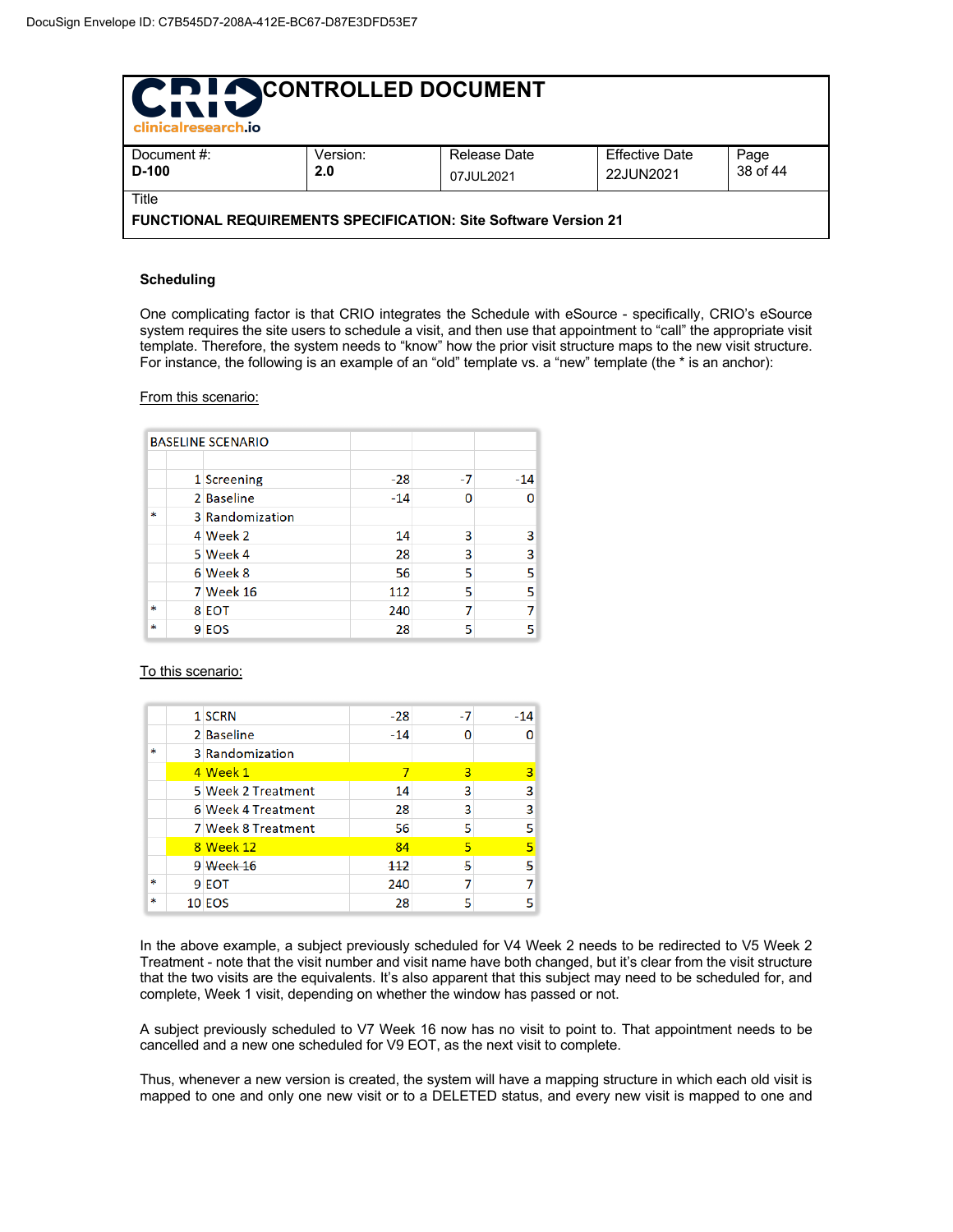### Scheduling

One complicating factor is that CRIO integrates the Schedule with eSource - specifically, CRIO's eSource system requires the site users to schedule a visit, and then use that appointment to "call" the appropriate visit template. Therefore, the system needs to "know" how the prior visit structure maps to the new visit structure. For instance, the following is an example of an "old" template vs. a "new" template (the * is an anchor):

From this scenario:

| BASELINE SCENARIO | | | | | |
|---|---|---|---|---|---|
| | | | | | |
| | 1 | Screening | -28 | -7 | -14 |
| | 2 | Baseline | -14 | 0 | 0 |
| * | 3 | Randomization | | | |
| | 4 | Week 2 | 14 | 3 | 3 |
| | 5 | Week 4 | 28 | 3 | 3 |
| | 6 | Week 8 | 56 | 5 | 5 |
| | 7 | Week 16 | 112 | 5 | 5 |
| * | 8 | EOT | 240 | 7 | 7 |
| * | 9 | EOS | 28 | 5 | 5 |

To this scenario:

| | | | | | |
|---|---|---|---|---|---|
| | 1 | SCRN | -28 | -7 | -14 |
| | 2 | Baseline | -14 | 0 | 0 |
| * | 3 | Randomization | | | |
| | 4 | Week 1 | 7 | 3 | 3 |
| | 5 | Week 2 Treatment | 14 | 3 | 3 |
| | 6 | Week 4 Treatment | 28 | 3 | 3 |
| | 7 | Week 8 Treatment | 56 | 5 | 5 |
| | 8 | Week 12 | 84 | 5 | 5 |
| | 9 | ~~Week 16~~ | ~~112~~ | ~~5~~ | 5 |
| * | 9 | EOT | 240 | 7 | 7 |
| * | 10 | EOS | 28 | 5 | 5 |

In the above example, a subject previously scheduled for V4 Week 2 needs to be redirected to V5 Week 2 Treatment - note that the visit number and visit name have both changed, but it's clear from the visit structure that the two visits are the equivalents. It's also apparent that this subject may need to be scheduled for, and complete, Week 1 visit, depending on whether the window has passed or not.

A subject previously scheduled to V7 Week 16 now has no visit to point to. That appointment needs to be cancelled and a new one scheduled for V9 EOT, as the next visit to complete.

Thus, whenever a new version is created, the system will have a mapping structure in which each old visit is mapped to one and only one new visit or to a DELETED status, and every new visit is mapped to one and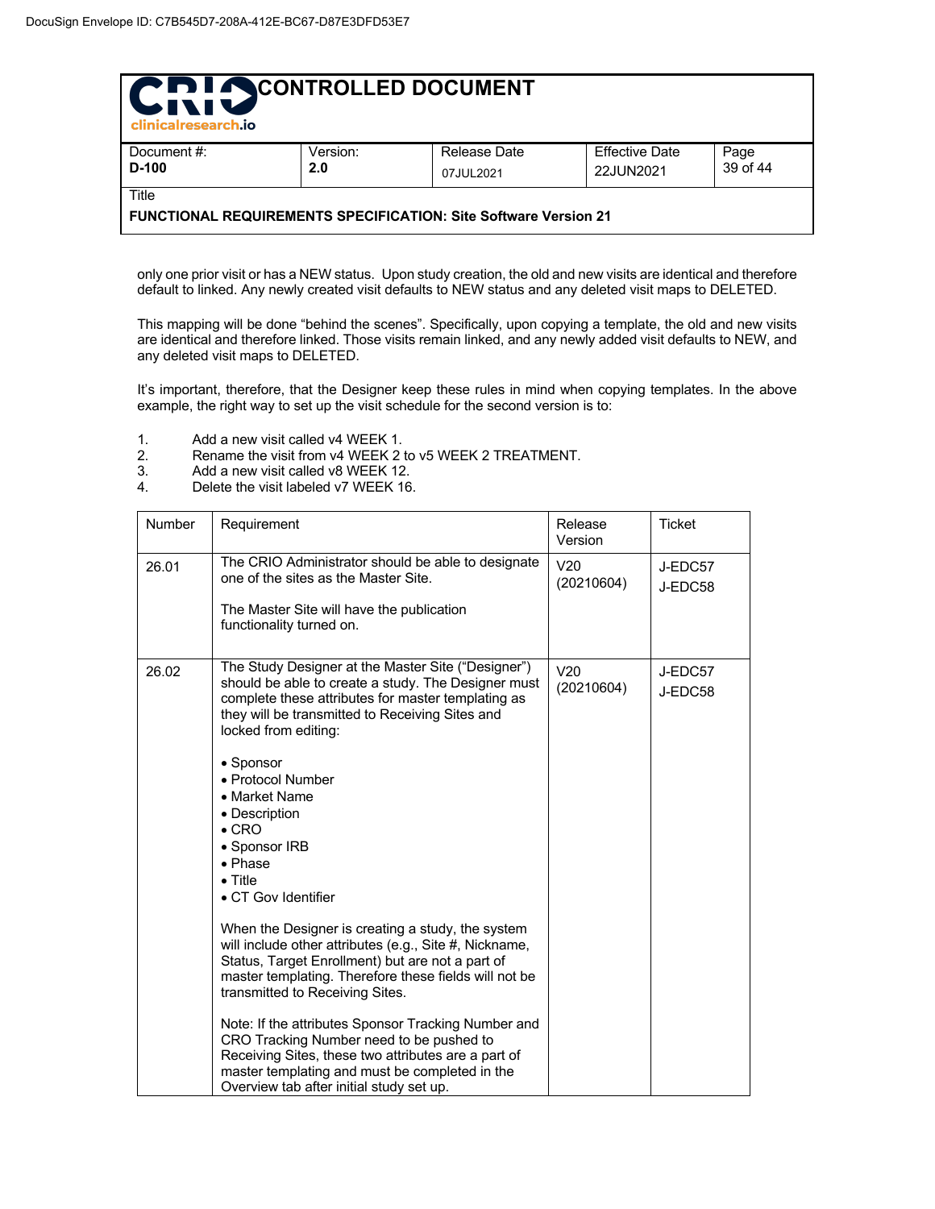only one prior visit or has a NEW status. Upon study creation, the old and new visits are identical and therefore default to linked. Any newly created visit defaults to NEW status and any deleted visit maps to DELETED.

This mapping will be done "behind the scenes". Specifically, upon copying a template, the old and new visits are identical and therefore linked. Those visits remain linked, and any newly added visit defaults to NEW, and any deleted visit maps to DELETED.

It's important, therefore, that the Designer keep these rules in mind when copying templates. In the above example, the right way to set up the visit schedule for the second version is to:

1. Add a new visit called v4 WEEK 1.
2. Rename the visit from v4 WEEK 2 to v5 WEEK 2 TREATMENT.
3. Add a new visit called v8 WEEK 12.
4. Delete the visit labeled v7 WEEK 16.

| Number | Requirement | Release Version | Ticket |
|---|---|---|---|
| 26.01 | The CRIO Administrator should be able to designate one of the sites as the Master Site.<br><br>The Master Site will have the publication functionality turned on. | V20 (20210604) | J-EDC57<br>J-EDC58 |
| 26.02 | The Study Designer at the Master Site ("Designer") should be able to create a study. The Designer must complete these attributes for master templating as they will be transmitted to Receiving Sites and locked from editing:<br><br>• Sponsor<br>• Protocol Number<br>• Market Name<br>• Description<br>• CRO<br>• Sponsor IRB<br>• Phase<br>• Title<br>• CT Gov Identifier<br><br>When the Designer is creating a study, the system will include other attributes (e.g., Site #, Nickname, Status, Target Enrollment) but are not a part of master templating. Therefore these fields will not be transmitted to Receiving Sites.<br><br>Note: If the attributes Sponsor Tracking Number and CRO Tracking Number need to be pushed to Receiving Sites, these two attributes are a part of master templating and must be completed in the Overview tab after initial study set up. | V20 (20210604) | J-EDC57<br>J-EDC58 |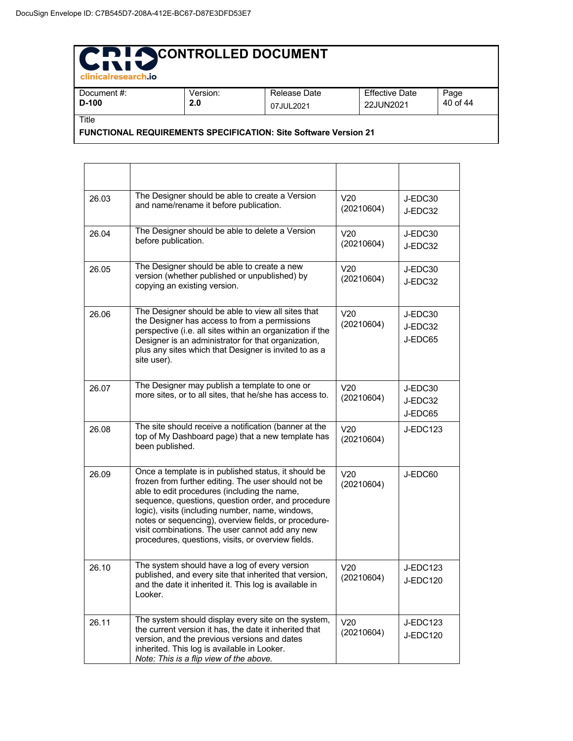| | | | |
|---|---|---|---|
| 26.03 | The Designer should be able to create a Version and name/rename it before publication. | V20 (20210604) | J-EDC30<br>J-EDC32 |
| 26.04 | The Designer should be able to delete a Version before publication. | V20 (20210604) | J-EDC30<br>J-EDC32 |
| 26.05 | The Designer should be able to create a new version (whether published or unpublished) by copying an existing version. | V20 (20210604) | J-EDC30<br>J-EDC32 |
| 26.06 | The Designer should be able to view all sites that the Designer has access to from a permissions perspective (i.e. all sites within an organization if the Designer is an administrator for that organization, plus any sites which that Designer is invited to as a site user). | V20 (20210604) | J-EDC30<br>J-EDC32<br>J-EDC65 |
| 26.07 | The Designer may publish a template to one or more sites, or to all sites, that he/she has access to. | V20 (20210604) | J-EDC30<br>J-EDC32<br>J-EDC65 |
| 26.08 | The site should receive a notification (banner at the top of My Dashboard page) that a new template has been published. | V20 (20210604) | J-EDC123 |
| 26.09 | Once a template is in published status, it should be frozen from further editing. The user should not be able to edit procedures (including the name, sequence, questions, question order, and procedure logic), visits (including number, name, windows, notes or sequencing), overview fields, or procedure-visit combinations. The user cannot add any new procedures, questions, visits, or overview fields. | V20 (20210604) | J-EDC60 |
| 26.10 | The system should have a log of every version published, and every site that inherited that version, and the date it inherited it. This log is available in Looker. | V20 (20210604) | J-EDC123<br>J-EDC120 |
| 26.11 | The system should display every site on the system, the current version it has, the date it inherited that version, and the previous versions and dates inherited. This log is available in Looker.<br>*Note: This is a flip view of the above.* | V20 (20210604) | J-EDC123<br>J-EDC120 |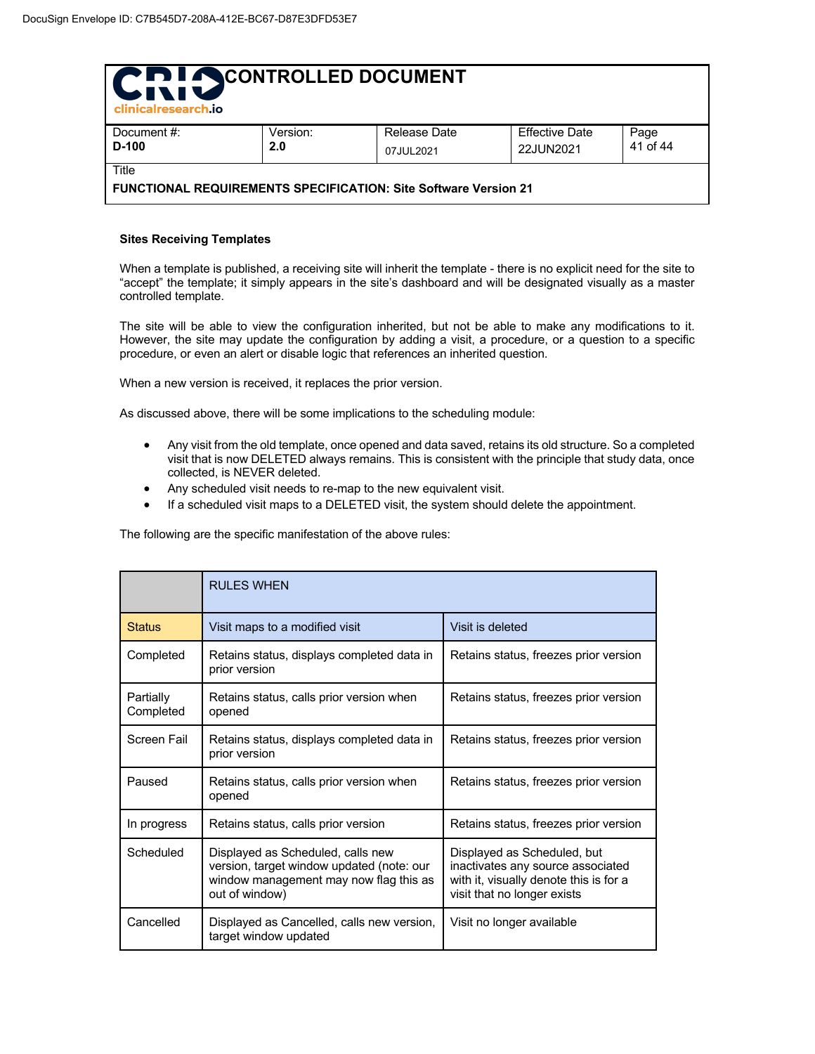**Sites Receiving Templates**

When a template is published, a receiving site will inherit the template - there is no explicit need for the site to "accept" the template; it simply appears in the site's dashboard and will be designated visually as a master controlled template.

The site will be able to view the configuration inherited, but not be able to make any modifications to it. However, the site may update the configuration by adding a visit, a procedure, or a question to a specific procedure, or even an alert or disable logic that references an inherited question.

When a new version is received, it replaces the prior version.

As discussed above, there will be some implications to the scheduling module:

- Any visit from the old template, once opened and data saved, retains its old structure. So a completed visit that is now DELETED always remains. This is consistent with the principle that study data, once collected, is NEVER deleted.
- Any scheduled visit needs to re-map to the new equivalent visit.
- If a scheduled visit maps to a DELETED visit, the system should delete the appointment.

The following are the specific manifestation of the above rules:

| | RULES WHEN | |
|---|---|---|
| **Status** | **Visit maps to a modified visit** | **Visit is deleted** |
| Completed | Retains status, displays completed data in prior version | Retains status, freezes prior version |
| Partially Completed | Retains status, calls prior version when opened | Retains status, freezes prior version |
| Screen Fail | Retains status, displays completed data in prior version | Retains status, freezes prior version |
| Paused | Retains status, calls prior version when opened | Retains status, freezes prior version |
| In progress | Retains status, calls prior version | Retains status, freezes prior version |
| Scheduled | Displayed as Scheduled, calls new version, target window updated (note: our window management may now flag this as out of window) | Displayed as Scheduled, but inactivates any source associated with it, visually denote this is for a visit that no longer exists |
| Cancelled | Displayed as Cancelled, calls new version, target window updated | Visit no longer available |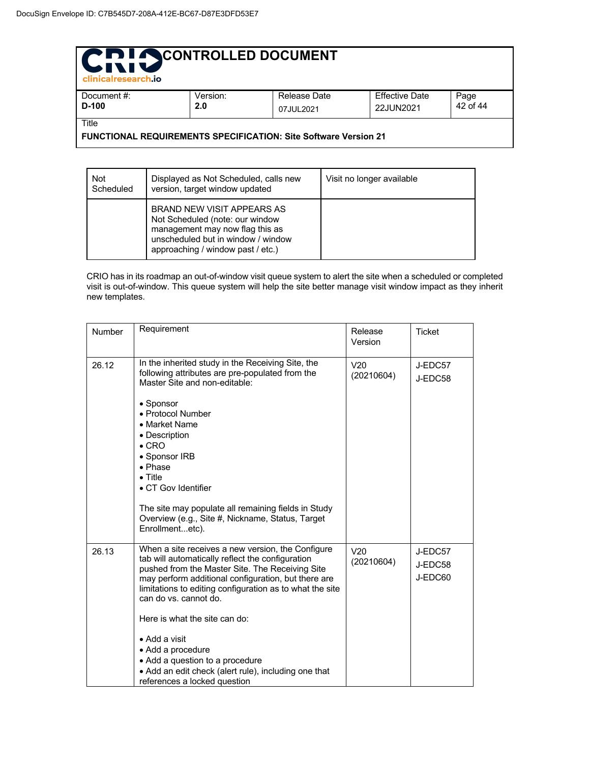| Not Scheduled | Displayed as Not Scheduled, calls new version, target window updated | Visit no longer available |
|---|---|---|
| | BRAND NEW VISIT APPEARS AS Not Scheduled (note: our window management may now flag this as unscheduled but in window / window approaching / window past / etc.) | |

CRIO has in its roadmap an out-of-window visit queue system to alert the site when a scheduled or completed visit is out-of-window. This queue system will help the site better manage visit window impact as they inherit new templates.

| Number | Requirement | Release Version | Ticket |
|---|---|---|---|
| 26.12 | In the inherited study in the Receiving Site, the following attributes are pre-populated from the Master Site and non-editable:<br><br>• Sponsor<br>• Protocol Number<br>• Market Name<br>• Description<br>• CRO<br>• Sponsor IRB<br>• Phase<br>• Title<br>• CT Gov Identifier<br><br>The site may populate all remaining fields in Study Overview (e.g., Site #, Nickname, Status, Target Enrollment...etc). | V20 (20210604) | J-EDC57<br>J-EDC58 |
| 26.13 | When a site receives a new version, the Configure tab will automatically reflect the configuration pushed from the Master Site. The Receiving Site may perform additional configuration, but there are limitations to editing configuration as to what the site can do vs. cannot do.<br><br>Here is what the site can do:<br><br>• Add a visit<br>• Add a procedure<br>• Add a question to a procedure<br>• Add an edit check (alert rule), including one that references a locked question | V20 (20210604) | J-EDC57<br>J-EDC58<br>J-EDC60 |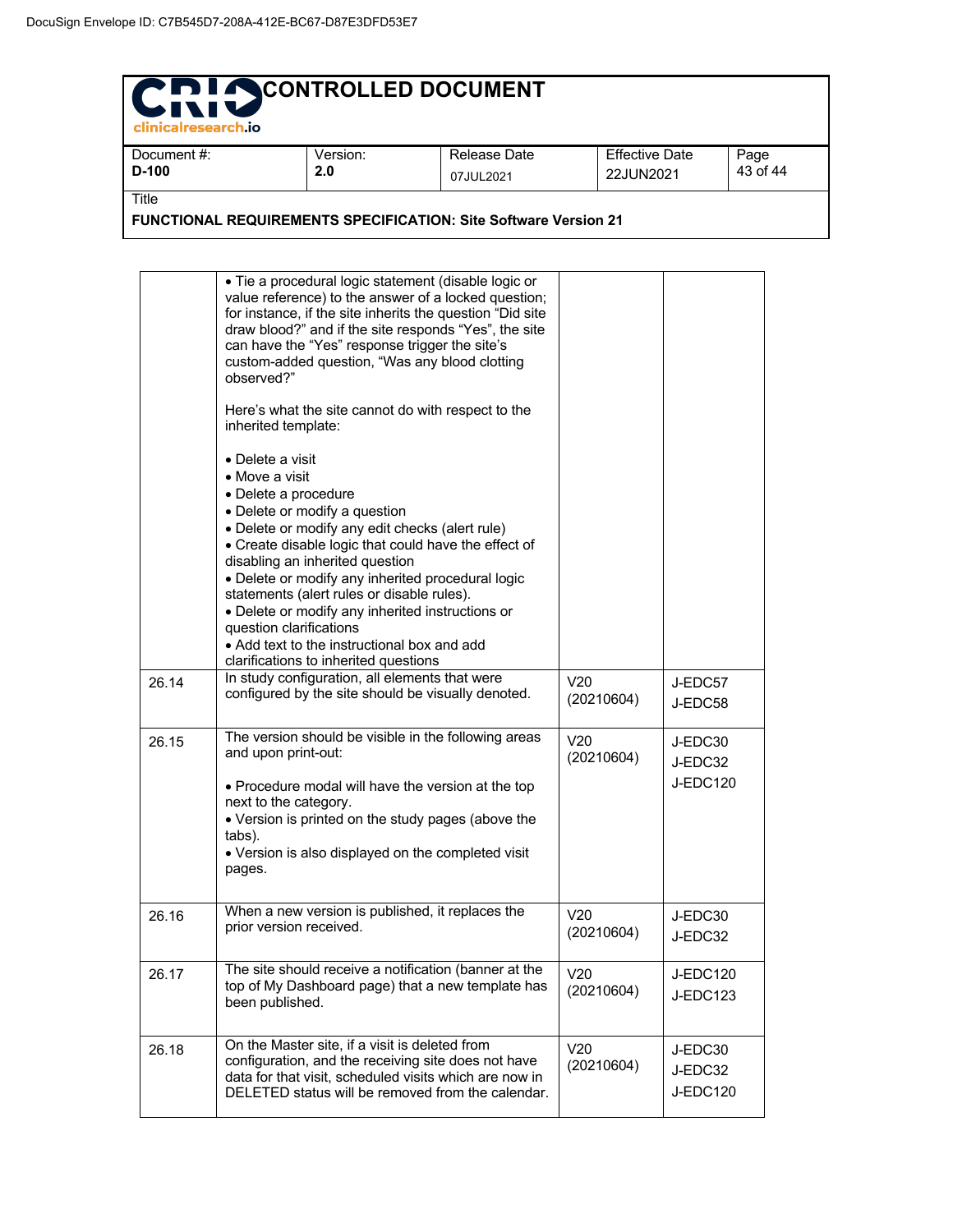| | | | |
|---|---|---|---|
| | • Tie a procedural logic statement (disable logic or value reference) to the answer of a locked question; for instance, if the site inherits the question "Did site draw blood?" and if the site responds "Yes", the site can have the "Yes" response trigger the site's custom-added question, "Was any blood clotting observed?"<br><br>Here's what the site cannot do with respect to the inherited template:<br><br>• Delete a visit<br>• Move a visit<br>• Delete a procedure<br>• Delete or modify a question<br>• Delete or modify any edit checks (alert rule)<br>• Create disable logic that could have the effect of disabling an inherited question<br>• Delete or modify any inherited procedural logic statements (alert rules or disable rules).<br>• Delete or modify any inherited instructions or question clarifications<br>• Add text to the instructional box and add clarifications to inherited questions | | |
| 26.14 | In study configuration, all elements that were configured by the site should be visually denoted. | V20 (20210604) | J-EDC57<br>J-EDC58 |
| 26.15 | The version should be visible in the following areas and upon print-out:<br><br>• Procedure modal will have the version at the top next to the category.<br>• Version is printed on the study pages (above the tabs).<br>• Version is also displayed on the completed visit pages. | V20 (20210604) | J-EDC30<br>J-EDC32<br>J-EDC120 |
| 26.16 | When a new version is published, it replaces the prior version received. | V20 (20210604) | J-EDC30<br>J-EDC32 |
| 26.17 | The site should receive a notification (banner at the top of My Dashboard page) that a new template has been published. | V20 (20210604) | J-EDC120<br>J-EDC123 |
| 26.18 | On the Master site, if a visit is deleted from configuration, and the receiving site does not have data for that visit, scheduled visits which are now in DELETED status will be removed from the calendar. | V20 (20210604) | J-EDC30<br>J-EDC32<br>J-EDC120 |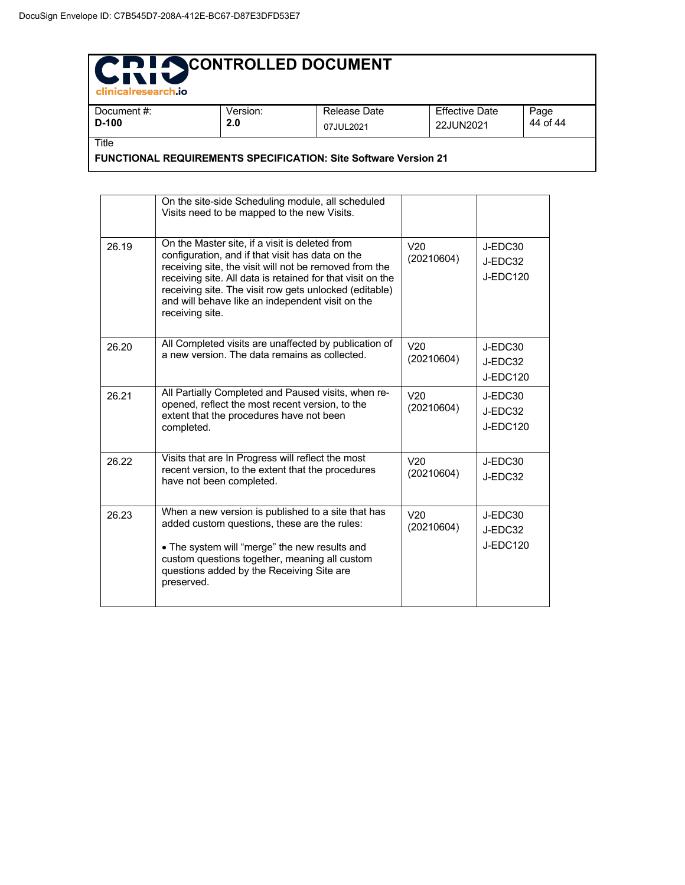| | | | |
|---|---|---|---|
| | On the site-side Scheduling module, all scheduled Visits need to be mapped to the new Visits. | | |
| 26.19 | On the Master site, if a visit is deleted from configuration, and if that visit has data on the receiving site, the visit will not be removed from the receiving site. All data is retained for that visit on the receiving site. The visit row gets unlocked (editable) and will behave like an independent visit on the receiving site. | V20 (20210604) | J-EDC30<br>J-EDC32<br>J-EDC120 |
| 26.20 | All Completed visits are unaffected by publication of a new version. The data remains as collected. | V20 (20210604) | J-EDC30<br>J-EDC32<br>J-EDC120 |
| 26.21 | All Partially Completed and Paused visits, when re-opened, reflect the most recent version, to the extent that the procedures have not been completed. | V20 (20210604) | J-EDC30<br>J-EDC32<br>J-EDC120 |
| 26.22 | Visits that are In Progress will reflect the most recent version, to the extent that the procedures have not been completed. | V20 (20210604) | J-EDC30<br>J-EDC32 |
| 26.23 | When a new version is published to a site that has added custom questions, these are the rules:<br><br>• The system will "merge" the new results and custom questions together, meaning all custom questions added by the Receiving Site are preserved. | V20 (20210604) | J-EDC30<br>J-EDC32<br>J-EDC120 |